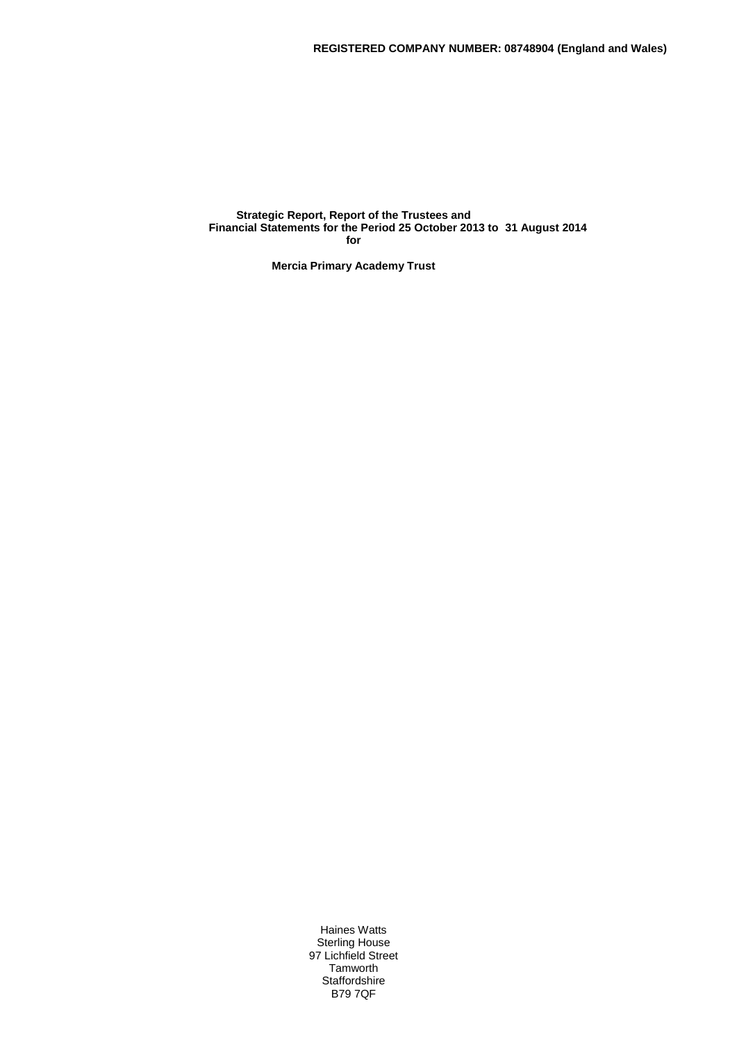**REGISTERED COMPANY NUMBER: 08748904 (England and Wales)**

**Strategic Report, Report of the Trustees and Financial Statements for the Period 25 October 2013 to 31 August 2014 for**

**Mercia Primary Academy Trust**

Haines Watts
Sterling House
97 Lichfield Street
Tamworth
Staffordshire
B79 7QF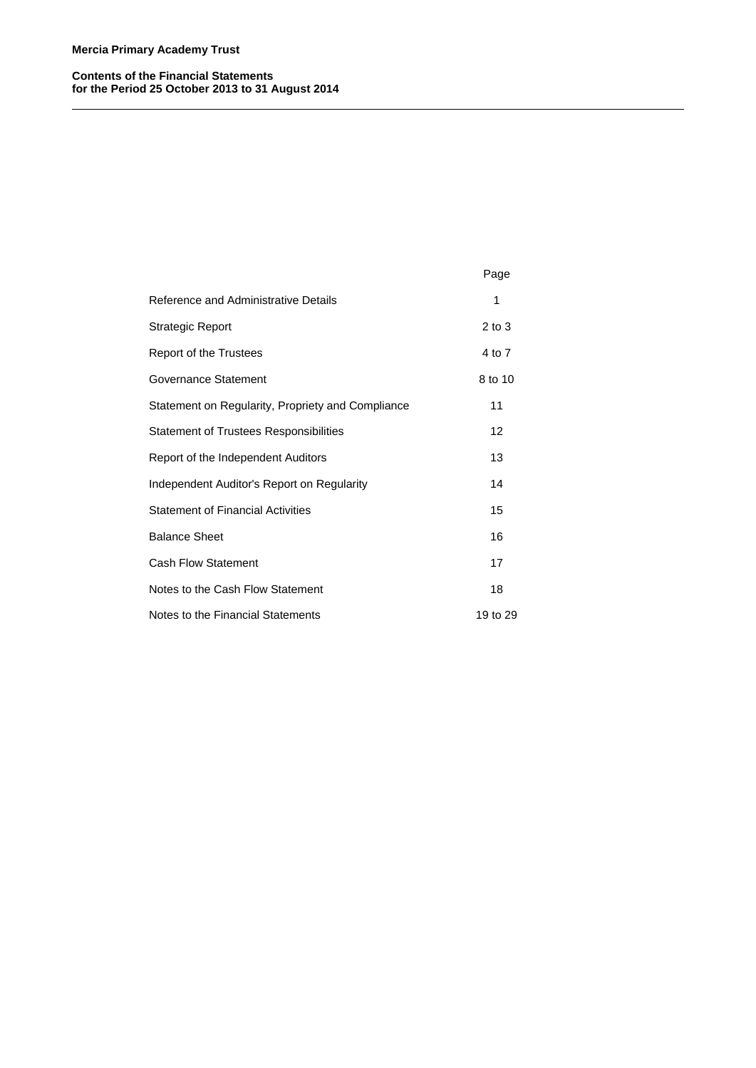**Mercia Primary Academy Trust**

**Contents of the Financial Statements**
**for the Period 25 October 2013 to 31 August 2014**

| | Page |
|---|---|
| Reference and Administrative Details | 1 |
| Strategic Report | 2 to 3 |
| Report of the Trustees | 4 to 7 |
| Governance Statement | 8 to 10 |
| Statement on Regularity, Propriety and Compliance | 11 |
| Statement of Trustees Responsibilities | 12 |
| Report of the Independent Auditors | 13 |
| Independent Auditor's Report on Regularity | 14 |
| Statement of Financial Activities | 15 |
| Balance Sheet | 16 |
| Cash Flow Statement | 17 |
| Notes to the Cash Flow Statement | 18 |
| Notes to the Financial Statements | 19 to 29 |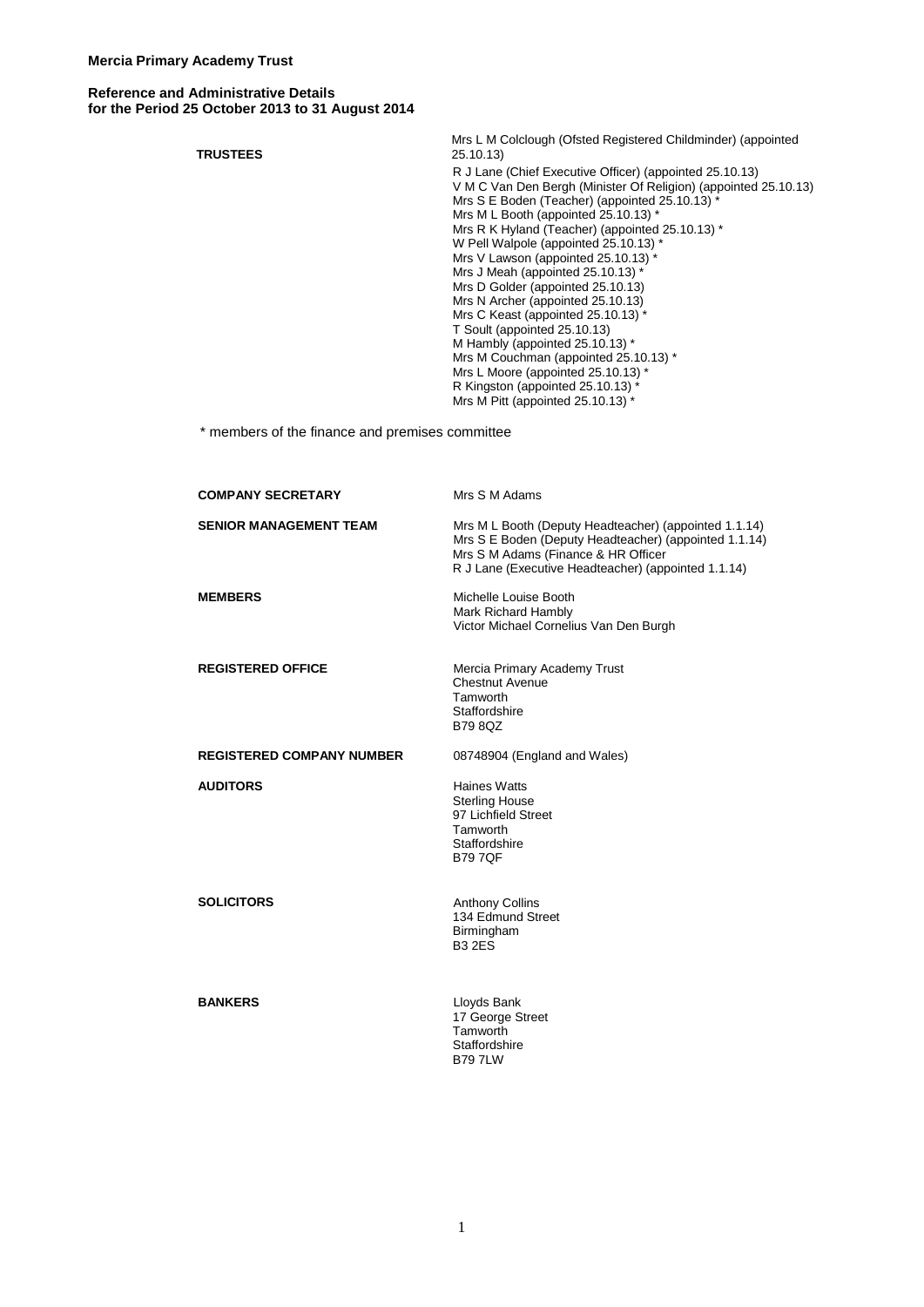**Mercia Primary Academy Trust**

**Reference and Administrative Details**
**for the Period 25 October 2013 to 31 August 2014**

| | |
|---|---|
| **TRUSTEES** | Mrs L M Colclough (Ofsted Registered Childminder) (appointed 25.10.13)<br>R J Lane (Chief Executive Officer) (appointed 25.10.13)<br>V M C Van Den Bergh (Minister Of Religion) (appointed 25.10.13)<br>Mrs S E Boden (Teacher) (appointed 25.10.13) *<br>Mrs M L Booth (appointed 25.10.13) *<br>Mrs R K Hyland (Teacher) (appointed 25.10.13) *<br>W Pell Walpole (appointed 25.10.13) *<br>Mrs V Lawson (appointed 25.10.13) *<br>Mrs J Meah (appointed 25.10.13) *<br>Mrs D Golder (appointed 25.10.13)<br>Mrs N Archer (appointed 25.10.13)<br>Mrs C Keast (appointed 25.10.13) *<br>T Soult (appointed 25.10.13)<br>M Hambly (appointed 25.10.13) *<br>Mrs M Couchman (appointed 25.10.13) *<br>Mrs L Moore (appointed 25.10.13) *<br>R Kingston (appointed 25.10.13) *<br>Mrs M Pitt (appointed 25.10.13) * |

\* members of the finance and premises committee

| | |
|---|---|
| **COMPANY SECRETARY** | Mrs S M Adams |
| **SENIOR MANAGEMENT TEAM** | Mrs M L Booth (Deputy Headteacher) (appointed 1.1.14)<br>Mrs S E Boden (Deputy Headteacher) (appointed 1.1.14)<br>Mrs S M Adams (Finance & HR Officer<br>R J Lane (Executive Headteacher) (appointed 1.1.14) |
| **MEMBERS** | Michelle Louise Booth<br>Mark Richard Hambly<br>Victor Michael Cornelius Van Den Burgh |
| **REGISTERED OFFICE** | Mercia Primary Academy Trust<br>Chestnut Avenue<br>Tamworth<br>Staffordshire<br>B79 8QZ |
| **REGISTERED COMPANY NUMBER** | 08748904 (England and Wales) |
| **AUDITORS** | Haines Watts<br>Sterling House<br>97 Lichfield Street<br>Tamworth<br>Staffordshire<br>B79 7QF |
| **SOLICITORS** | Anthony Collins<br>134 Edmund Street<br>Birmingham<br>B3 2ES |
| **BANKERS** | Lloyds Bank<br>17 George Street<br>Tamworth<br>Staffordshire<br>B79 7LW |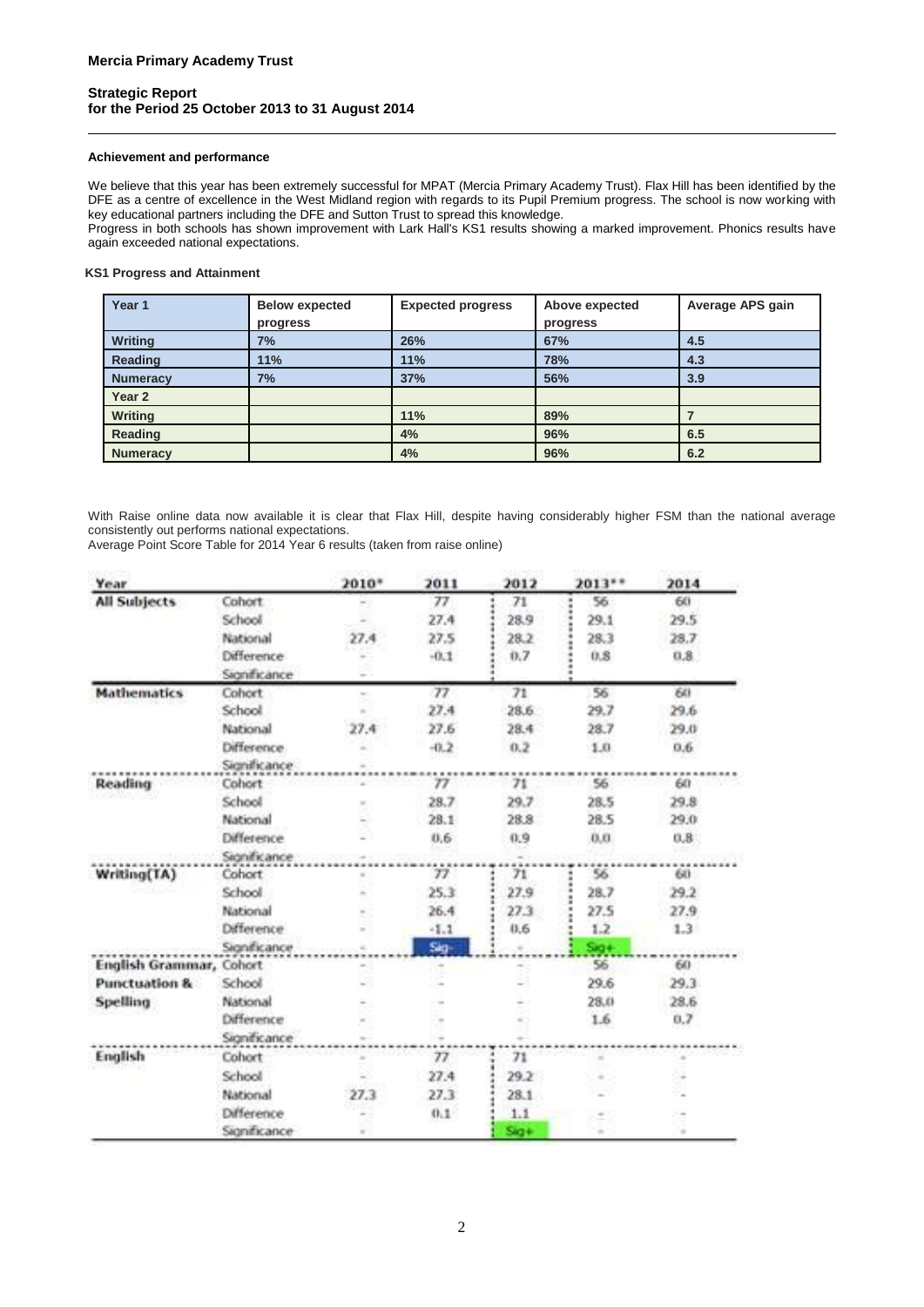**Mercia Primary Academy Trust**

**Strategic Report**
**for the Period 25 October 2013 to 31 August 2014**

#### Achievement and performance

We believe that this year has been extremely successful for MPAT (Mercia Primary Academy Trust). Flax Hill has been identified by the DFE as a centre of excellence in the West Midland region with regards to its Pupil Premium progress. The school is now working with key educational partners including the DFE and Sutton Trust to spread this knowledge.
Progress in both schools has shown improvement with Lark Hall's KS1 results showing a marked improvement. Phonics results have again exceeded national expectations.

#### KS1 Progress and Attainment

| Year 1 | Below expected progress | Expected progress | Above expected progress | Average APS gain |
|---|---|---|---|---|
| Writing | 7% | 26% | 67% | 4.5 |
| Reading | 11% | 11% | 78% | 4.3 |
| Numeracy | 7% | 37% | 56% | 3.9 |
| Year 2 | | | | |
| Writing | | 11% | 89% | 7 |
| Reading | | 4% | 96% | 6.5 |
| Numeracy | | 4% | 96% | 6.2 |

With Raise online data now available it is clear that Flax Hill, despite having considerably higher FSM than the national average consistently out performs national expectations.
Average Point Score Table for 2014 Year 6 results (taken from raise online)

| Year | | 2010* | 2011 | 2012 | 2013** | 2014 |
|---|---|---|---|---|---|---|
| All Subjects | Cohort | - | 77 | 71 | 56 | 60 |
| | School | - | 27.4 | 28.9 | 29.1 | 29.5 |
| | National | 27.4 | 27.5 | 28.2 | 28.3 | 28.7 |
| | Difference | - | -0.1 | 0.7 | 0.8 | 0.8 |
| | Significance | - | | | | |
| Mathematics | Cohort | - | 77 | 71 | 56 | 60 |
| | School | - | 27.4 | 28.6 | 29.7 | 29.6 |
| | National | 27.4 | 27.6 | 28.4 | 28.7 | 29.0 |
| | Difference | - | -0.2 | 0.2 | 1.0 | 0.6 |
| | Significance | - | | | | |
| Reading | Cohort | - | 77 | 71 | 56 | 60 |
| | School | - | 28.7 | 29.7 | 28.5 | 29.8 |
| | National | - | 28.1 | 28.8 | 28.5 | 29.0 |
| | Difference | - | 0.6 | 0.9 | 0.0 | 0.8 |
| | Significance | - | | - | | |
| Writing(TA) | Cohort | - | 77 | 71 | 56 | 60 |
| | School | - | 25.3 | 27.9 | 28.7 | 29.2 |
| | National | - | 26.4 | 27.3 | 27.5 | 27.9 |
| | Difference | - | -1.1 | 0.6 | 1.2 | 1.3 |
| | Significance | - | Sig- | - | Sig+ | |
| English Grammar, Punctuation & Spelling | Cohort | - | - | - | 56 | 60 |
| | School | - | - | - | 29.6 | 29.3 |
| | National | - | - | - | 28.0 | 28.6 |
| | Difference | - | - | - | 1.6 | 0.7 |
| | Significance | - | - | - | | |
| English | Cohort | - | 77 | 71 | - | - |
| | School | - | 27.4 | 29.2 | - | - |
| | National | 27.3 | 27.3 | 28.1 | - | - |
| | Difference | - | 0.1 | 1.1 | - | - |
| | Significance | - | | Sig+ | - | - |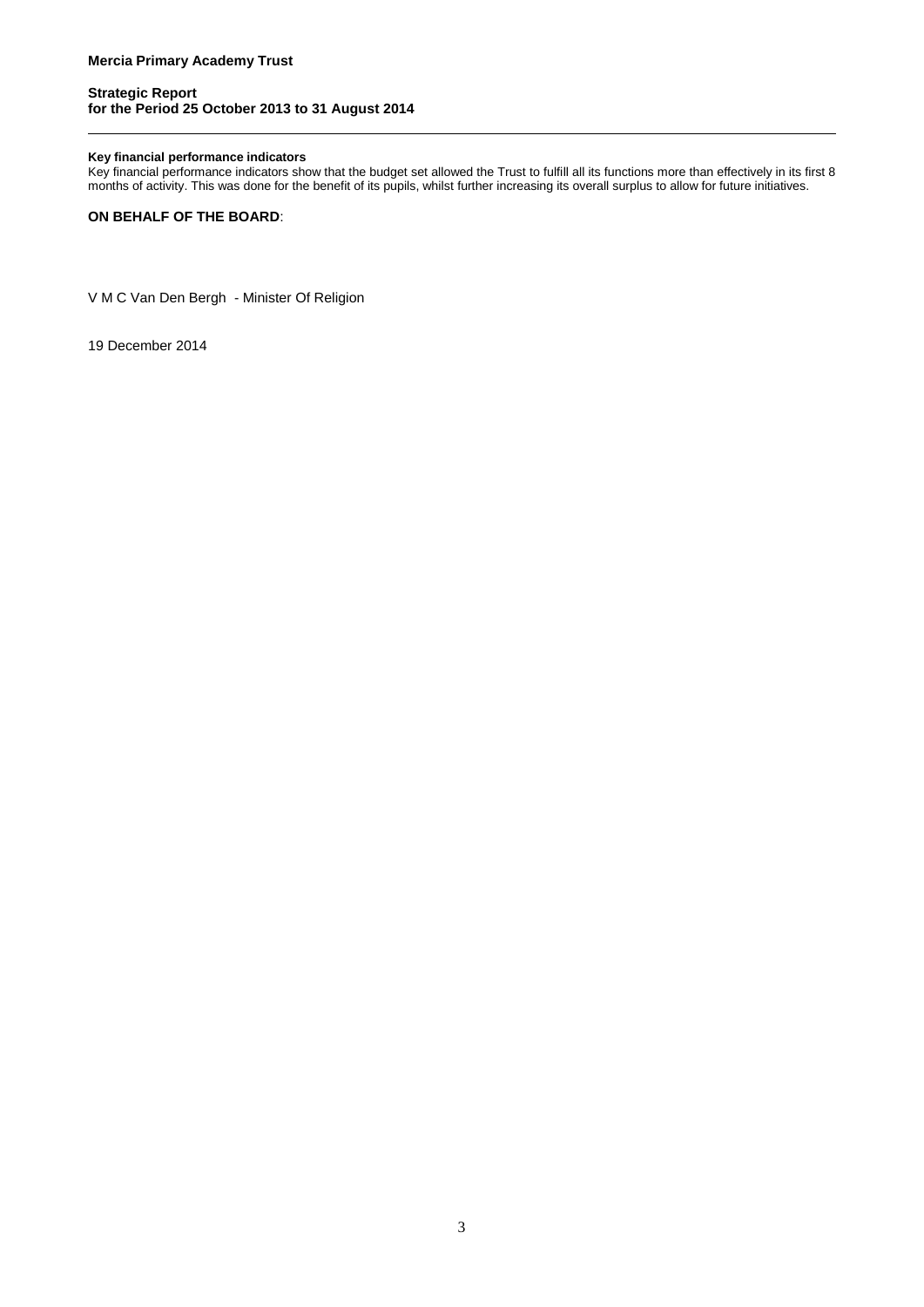### Key financial performance indicators

Key financial performance indicators show that the budget set allowed the Trust to fulfill all its functions more than effectively in its first 8 months of activity. This was done for the benefit of its pupils, whilst further increasing its overall surplus to allow for future initiatives.

**ON BEHALF OF THE BOARD**:

V M C Van Den Bergh - Minister Of Religion

19 December 2014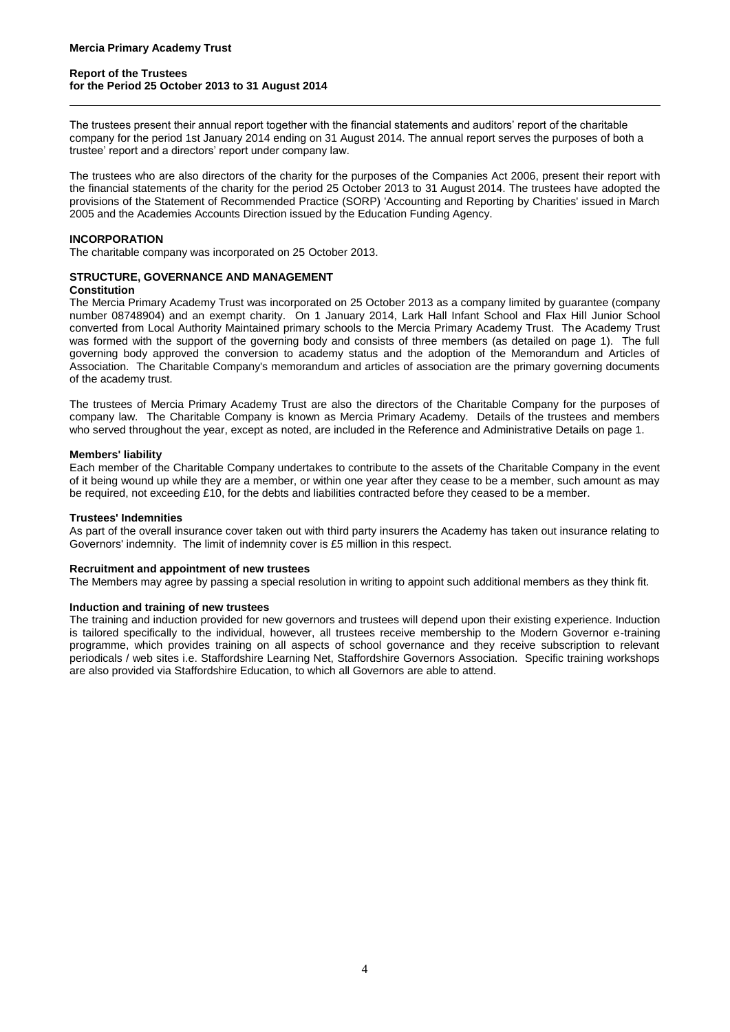**Mercia Primary Academy Trust**

**Report of the Trustees**
**for the Period 25 October 2013 to 31 August 2014**

The trustees present their annual report together with the financial statements and auditors' report of the charitable company for the period 1st January 2014 ending on 31 August 2014. The annual report serves the purposes of both a trustee' report and a directors' report under company law.

The trustees who are also directors of the charity for the purposes of the Companies Act 2006, present their report with the financial statements of the charity for the period 25 October 2013 to 31 August 2014. The trustees have adopted the provisions of the Statement of Recommended Practice (SORP) 'Accounting and Reporting by Charities' issued in March 2005 and the Academies Accounts Direction issued by the Education Funding Agency.

## INCORPORATION

The charitable company was incorporated on 25 October 2013.

## STRUCTURE, GOVERNANCE AND MANAGEMENT

### Constitution

The Mercia Primary Academy Trust was incorporated on 25 October 2013 as a company limited by guarantee (company number 08748904) and an exempt charity. On 1 January 2014, Lark Hall Infant School and Flax Hill Junior School converted from Local Authority Maintained primary schools to the Mercia Primary Academy Trust. The Academy Trust was formed with the support of the governing body and consists of three members (as detailed on page 1). The full governing body approved the conversion to academy status and the adoption of the Memorandum and Articles of Association. The Charitable Company's memorandum and articles of association are the primary governing documents of the academy trust.

The trustees of Mercia Primary Academy Trust are also the directors of the Charitable Company for the purposes of company law. The Charitable Company is known as Mercia Primary Academy. Details of the trustees and members who served throughout the year, except as noted, are included in the Reference and Administrative Details on page 1.

### Members' liability

Each member of the Charitable Company undertakes to contribute to the assets of the Charitable Company in the event of it being wound up while they are a member, or within one year after they cease to be a member, such amount as may be required, not exceeding £10, for the debts and liabilities contracted before they ceased to be a member.

### Trustees' Indemnities

As part of the overall insurance cover taken out with third party insurers the Academy has taken out insurance relating to Governors' indemnity. The limit of indemnity cover is £5 million in this respect.

### Recruitment and appointment of new trustees

The Members may agree by passing a special resolution in writing to appoint such additional members as they think fit.

### Induction and training of new trustees

The training and induction provided for new governors and trustees will depend upon their existing experience. Induction is tailored specifically to the individual, however, all trustees receive membership to the Modern Governor e-training programme, which provides training on all aspects of school governance and they receive subscription to relevant periodicals / web sites i.e. Staffordshire Learning Net, Staffordshire Governors Association. Specific training workshops are also provided via Staffordshire Education, to which all Governors are able to attend.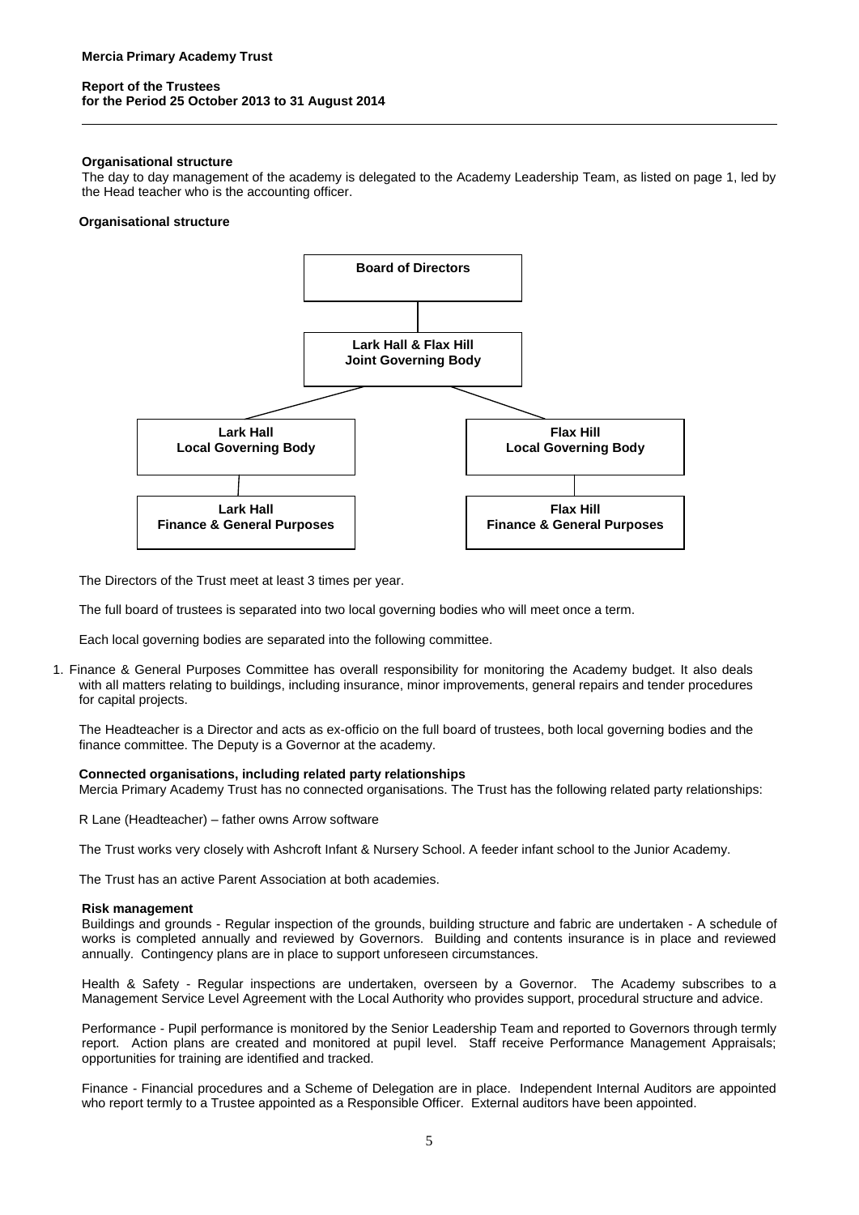**Organisational structure**

The day to day management of the academy is delegated to the Academy Leadership Team, as listed on page 1, led by the Head teacher who is the accounting officer.

**Organisational structure**

Board of Directors

Lark Hall & Flax Hill Joint Governing Body

Lark Hall Local Governing Body

Flax Hill Local Governing Body

Lark Hall Finance & General Purposes

Flax Hill Finance & General Purposes

The Directors of the Trust meet at least 3 times per year.

The full board of trustees is separated into two local governing bodies who will meet once a term.

Each local governing bodies are separated into the following committee.

1. Finance & General Purposes Committee has overall responsibility for monitoring the Academy budget. It also deals with all matters relating to buildings, including insurance, minor improvements, general repairs and tender procedures for capital projects.

The Headteacher is a Director and acts as ex-officio on the full board of trustees, both local governing bodies and the finance committee. The Deputy is a Governor at the academy.

**Connected organisations, including related party relationships**

Mercia Primary Academy Trust has no connected organisations. The Trust has the following related party relationships:

R Lane (Headteacher) – father owns Arrow software

The Trust works very closely with Ashcroft Infant & Nursery School. A feeder infant school to the Junior Academy.

The Trust has an active Parent Association at both academies.

**Risk management**

Buildings and grounds - Regular inspection of the grounds, building structure and fabric are undertaken - A schedule of works is completed annually and reviewed by Governors. Building and contents insurance is in place and reviewed annually. Contingency plans are in place to support unforeseen circumstances.

Health & Safety - Regular inspections are undertaken, overseen by a Governor. The Academy subscribes to a Management Service Level Agreement with the Local Authority who provides support, procedural structure and advice.

Performance - Pupil performance is monitored by the Senior Leadership Team and reported to Governors through termly report. Action plans are created and monitored at pupil level. Staff receive Performance Management Appraisals; opportunities for training are identified and tracked.

Finance - Financial procedures and a Scheme of Delegation are in place. Independent Internal Auditors are appointed who report termly to a Trustee appointed as a Responsible Officer. External auditors have been appointed.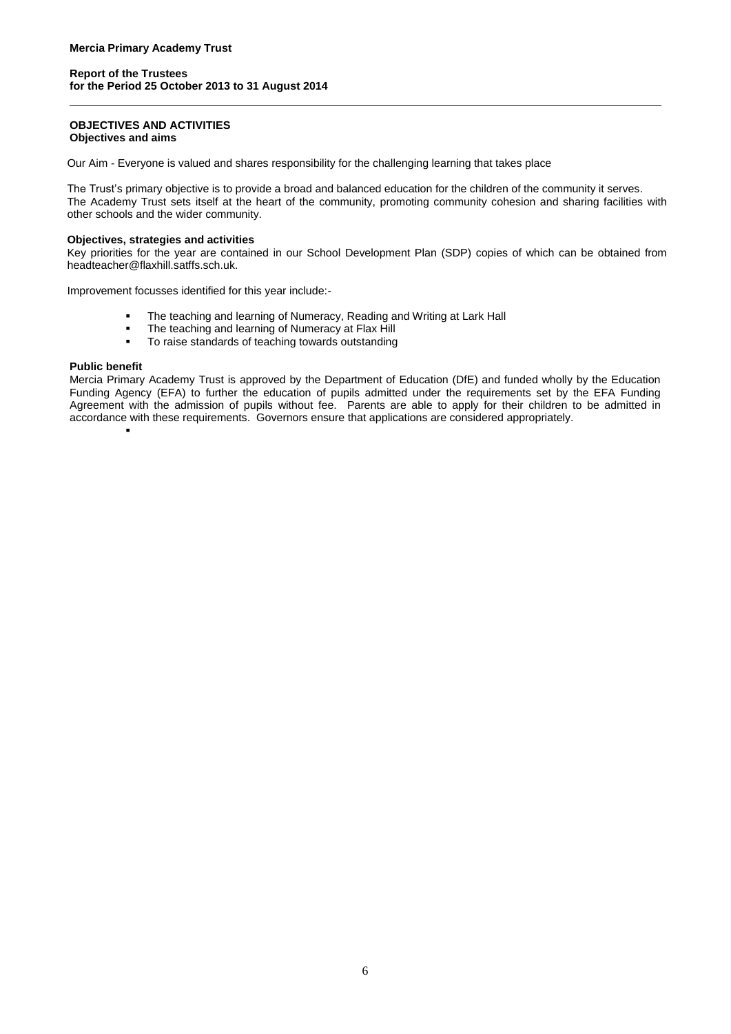## OBJECTIVES AND ACTIVITIES

### Objectives and aims

Our Aim - Everyone is valued and shares responsibility for the challenging learning that takes place

The Trust's primary objective is to provide a broad and balanced education for the children of the community it serves. The Academy Trust sets itself at the heart of the community, promoting community cohesion and sharing facilities with other schools and the wider community.

### Objectives, strategies and activities

Key priorities for the year are contained in our School Development Plan (SDP) copies of which can be obtained from headteacher@flaxhill.satffs.sch.uk.

Improvement focusses identified for this year include:-

- The teaching and learning of Numeracy, Reading and Writing at Lark Hall
- The teaching and learning of Numeracy at Flax Hill
- To raise standards of teaching towards outstanding

### Public benefit

Mercia Primary Academy Trust is approved by the Department of Education (DfE) and funded wholly by the Education Funding Agency (EFA) to further the education of pupils admitted under the requirements set by the EFA Funding Agreement with the admission of pupils without fee. Parents are able to apply for their children to be admitted in accordance with these requirements. Governors ensure that applications are considered appropriately.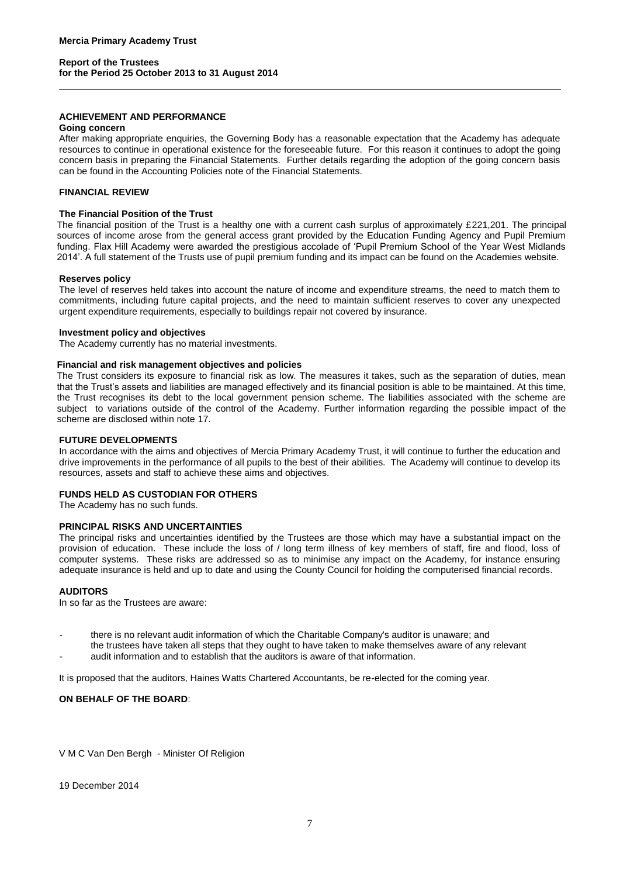**Mercia Primary Academy Trust**

**Report of the Trustees**
**for the Period 25 October 2013 to 31 August 2014**

## ACHIEVEMENT AND PERFORMANCE

**Going concern**

After making appropriate enquiries, the Governing Body has a reasonable expectation that the Academy has adequate resources to continue in operational existence for the foreseeable future. For this reason it continues to adopt the going concern basis in preparing the Financial Statements. Further details regarding the adoption of the going concern basis can be found in the Accounting Policies note of the Financial Statements.

## FINANCIAL REVIEW

**The Financial Position of the Trust**

The financial position of the Trust is a healthy one with a current cash surplus of approximately £221,201. The principal sources of income arose from the general access grant provided by the Education Funding Agency and Pupil Premium funding. Flax Hill Academy were awarded the prestigious accolade of 'Pupil Premium School of the Year West Midlands 2014'. A full statement of the Trusts use of pupil premium funding and its impact can be found on the Academies website.

**Reserves policy**

The level of reserves held takes into account the nature of income and expenditure streams, the need to match them to commitments, including future capital projects, and the need to maintain sufficient reserves to cover any unexpected urgent expenditure requirements, especially to buildings repair not covered by insurance.

**Investment policy and objectives**

The Academy currently has no material investments.

**Financial and risk management objectives and policies**

The Trust considers its exposure to financial risk as low. The measures it takes, such as the separation of duties, mean that the Trust's assets and liabilities are managed effectively and its financial position is able to be maintained. At this time, the Trust recognises its debt to the local government pension scheme. The liabilities associated with the scheme are subject to variations outside of the control of the Academy. Further information regarding the possible impact of the scheme are disclosed within note 17.

## FUTURE DEVELOPMENTS

In accordance with the aims and objectives of Mercia Primary Academy Trust, it will continue to further the education and drive improvements in the performance of all pupils to the best of their abilities. The Academy will continue to develop its resources, assets and staff to achieve these aims and objectives.

## FUNDS HELD AS CUSTODIAN FOR OTHERS

The Academy has no such funds.

## PRINCIPAL RISKS AND UNCERTAINTIES

The principal risks and uncertainties identified by the Trustees are those which may have a substantial impact on the provision of education. These include the loss of / long term illness of key members of staff, fire and flood, loss of computer systems. These risks are addressed so as to minimise any impact on the Academy, for instance ensuring adequate insurance is held and up to date and using the County Council for holding the computerised financial records.

## AUDITORS

In so far as the Trustees are aware:

- there is no relevant audit information of which the Charitable Company's auditor is unaware; and
- the trustees have taken all steps that they ought to have taken to make themselves aware of any relevant audit information and to establish that the auditors is aware of that information.

It is proposed that the auditors, Haines Watts Chartered Accountants, be re-elected for the coming year.

**ON BEHALF OF THE BOARD**:

V M C Van Den Bergh - Minister Of Religion

19 December 2014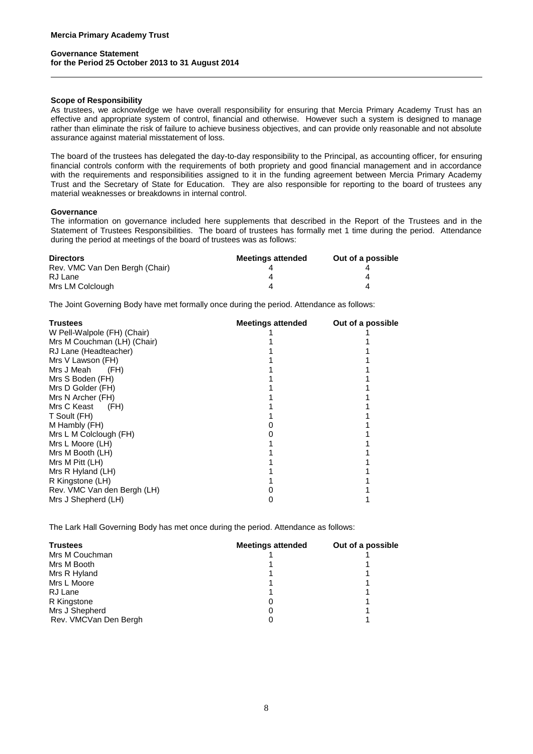**Mercia Primary Academy Trust**

**Governance Statement**
**for the Period 25 October 2013 to 31 August 2014**

**Scope of Responsibility**

As trustees, we acknowledge we have overall responsibility for ensuring that Mercia Primary Academy Trust has an effective and appropriate system of control, financial and otherwise. However such a system is designed to manage rather than eliminate the risk of failure to achieve business objectives, and can provide only reasonable and not absolute assurance against material misstatement of loss.

The board of the trustees has delegated the day-to-day responsibility to the Principal, as accounting officer, for ensuring financial controls conform with the requirements of both propriety and good financial management and in accordance with the requirements and responsibilities assigned to it in the funding agreement between Mercia Primary Academy Trust and the Secretary of State for Education. They are also responsible for reporting to the board of trustees any material weaknesses or breakdowns in internal control.

**Governance**

The information on governance included here supplements that described in the Report of the Trustees and in the Statement of Trustees Responsibilities. The board of trustees has formally met 1 time during the period. Attendance during the period at meetings of the board of trustees was as follows:

| Directors | Meetings attended | Out of a possible |
|---|---|---|
| Rev. VMC Van Den Bergh (Chair) | 4 | 4 |
| RJ Lane | 4 | 4 |
| Mrs LM Colclough | 4 | 4 |

The Joint Governing Body have met formally once during the period. Attendance as follows:

| Trustees | Meetings attended | Out of a possible |
|---|---|---|
| W Pell-Walpole (FH) (Chair) | 1 | 1 |
| Mrs M Couchman (LH) (Chair) | 1 | 1 |
| RJ Lane (Headteacher) | 1 | 1 |
| Mrs V Lawson (FH) | 1 | 1 |
| Mrs J Meah (FH) | 1 | 1 |
| Mrs S Boden (FH) | 1 | 1 |
| Mrs D Golder (FH) | 1 | 1 |
| Mrs N Archer (FH) | 1 | 1 |
| Mrs C Keast (FH) | 1 | 1 |
| T Soult (FH) | 1 | 1 |
| M Hambly (FH) | 0 | 1 |
| Mrs L M Colclough (FH) | 0 | 1 |
| Mrs L Moore (LH) | 1 | 1 |
| Mrs M Booth (LH) | 1 | 1 |
| Mrs M Pitt (LH) | 1 | 1 |
| Mrs R Hyland (LH) | 1 | 1 |
| R Kingstone (LH) | 1 | 1 |
| Rev. VMC Van den Bergh (LH) | 0 | 1 |
| Mrs J Shepherd (LH) | 0 | 1 |

The Lark Hall Governing Body has met once during the period. Attendance as follows:

| Trustees | Meetings attended | Out of a possible |
|---|---|---|
| Mrs M Couchman | 1 | 1 |
| Mrs M Booth | 1 | 1 |
| Mrs R Hyland | 1 | 1 |
| Mrs L Moore | 1 | 1 |
| RJ Lane | 1 | 1 |
| R Kingstone | 0 | 1 |
| Mrs J Shepherd | 0 | 1 |
| Rev. VMCVan Den Bergh | 0 | 1 |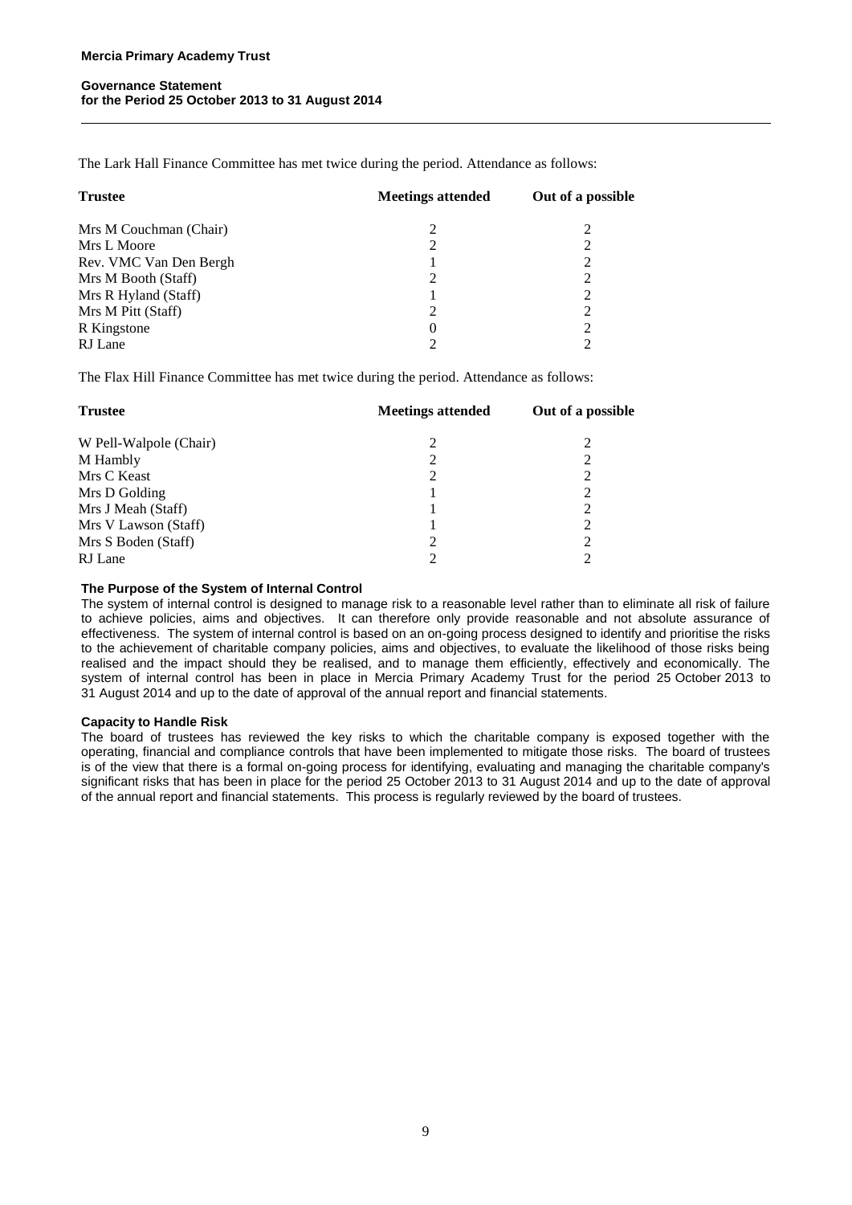The Lark Hall Finance Committee has met twice during the period. Attendance as follows:

| Trustee | Meetings attended | Out of a possible |
|---|---|---|
| Mrs M Couchman (Chair) | 2 | 2 |
| Mrs L Moore | 2 | 2 |
| Rev. VMC Van Den Bergh | 1 | 2 |
| Mrs M Booth (Staff) | 2 | 2 |
| Mrs R Hyland (Staff) | 1 | 2 |
| Mrs M Pitt (Staff) | 2 | 2 |
| R Kingstone | 0 | 2 |
| RJ Lane | 2 | 2 |

The Flax Hill Finance Committee has met twice during the period. Attendance as follows:

| Trustee | Meetings attended | Out of a possible |
|---|---|---|
| W Pell-Walpole (Chair) | 2 | 2 |
| M Hambly | 2 | 2 |
| Mrs C Keast | 2 | 2 |
| Mrs D Golding | 1 | 2 |
| Mrs J Meah (Staff) | 1 | 2 |
| Mrs V Lawson (Staff) | 1 | 2 |
| Mrs S Boden (Staff) | 2 | 2 |
| RJ Lane | 2 | 2 |

**The Purpose of the System of Internal Control**

The system of internal control is designed to manage risk to a reasonable level rather than to eliminate all risk of failure to achieve policies, aims and objectives. It can therefore only provide reasonable and not absolute assurance of effectiveness. The system of internal control is based on an on-going process designed to identify and prioritise the risks to the achievement of charitable company policies, aims and objectives, to evaluate the likelihood of those risks being realised and the impact should they be realised, and to manage them efficiently, effectively and economically. The system of internal control has been in place in Mercia Primary Academy Trust for the period 25 October 2013 to 31 August 2014 and up to the date of approval of the annual report and financial statements.

**Capacity to Handle Risk**

The board of trustees has reviewed the key risks to which the charitable company is exposed together with the operating, financial and compliance controls that have been implemented to mitigate those risks. The board of trustees is of the view that there is a formal on-going process for identifying, evaluating and managing the charitable company's significant risks that has been in place for the period 25 October 2013 to 31 August 2014 and up to the date of approval of the annual report and financial statements. This process is regularly reviewed by the board of trustees.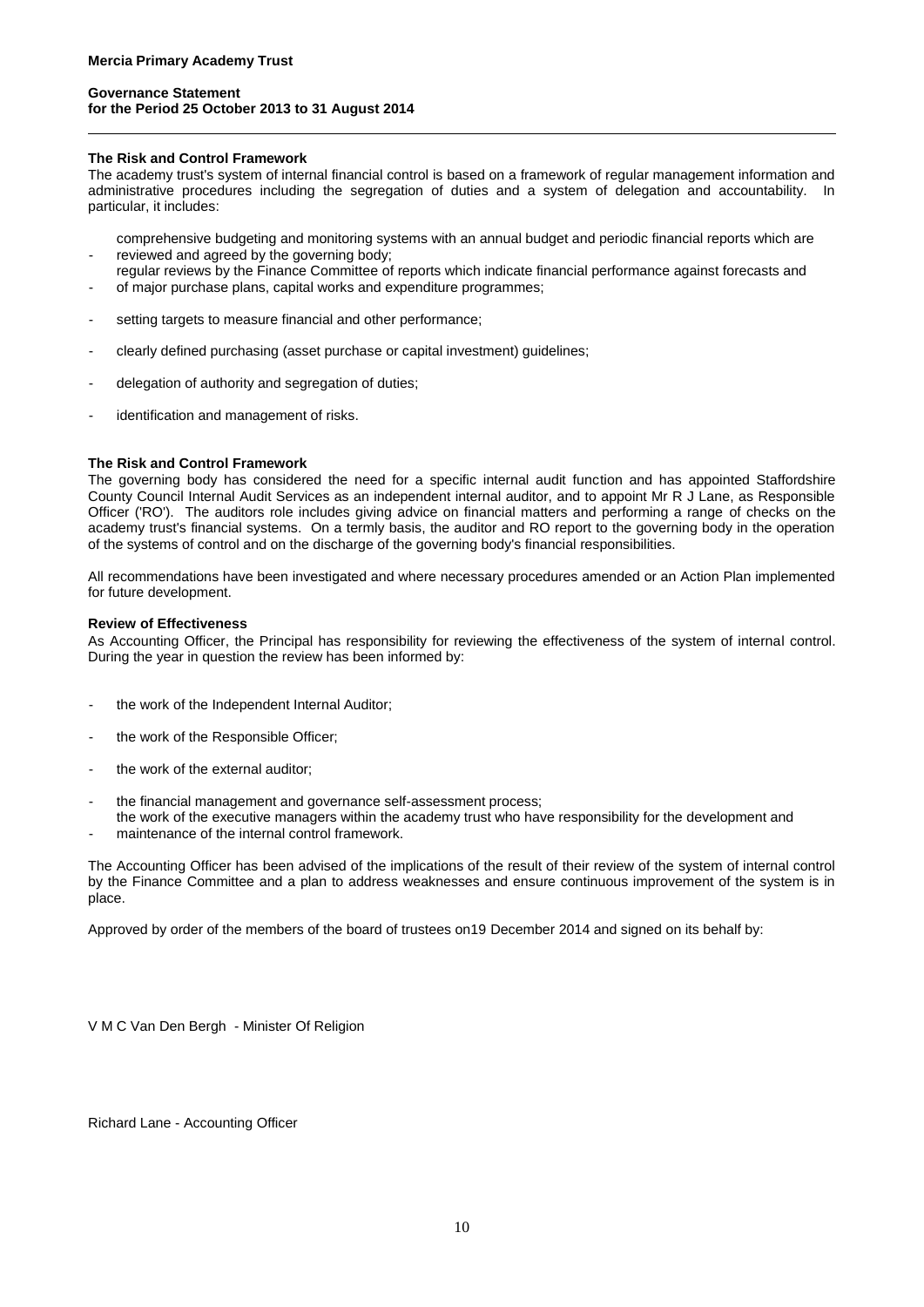**Mercia Primary Academy Trust**

**Governance Statement**
**for the Period 25 October 2013 to 31 August 2014**

**The Risk and Control Framework**

The academy trust's system of internal financial control is based on a framework of regular management information and administrative procedures including the segregation of duties and a system of delegation and accountability. In particular, it includes:

- comprehensive budgeting and monitoring systems with an annual budget and periodic financial reports which are reviewed and agreed by the governing body;
- regular reviews by the Finance Committee of reports which indicate financial performance against forecasts and of major purchase plans, capital works and expenditure programmes;
- setting targets to measure financial and other performance;
- clearly defined purchasing (asset purchase or capital investment) guidelines;
- delegation of authority and segregation of duties;
- identification and management of risks.

**The Risk and Control Framework**

The governing body has considered the need for a specific internal audit function and has appointed Staffordshire County Council Internal Audit Services as an independent internal auditor, and to appoint Mr R J Lane, as Responsible Officer ('RO'). The auditors role includes giving advice on financial matters and performing a range of checks on the academy trust's financial systems. On a termly basis, the auditor and RO report to the governing body in the operation of the systems of control and on the discharge of the governing body's financial responsibilities.

All recommendations have been investigated and where necessary procedures amended or an Action Plan implemented for future development.

**Review of Effectiveness**

As Accounting Officer, the Principal has responsibility for reviewing the effectiveness of the system of internal control. During the year in question the review has been informed by:

- the work of the Independent Internal Auditor;
- the work of the Responsible Officer;
- the work of the external auditor;
- the financial management and governance self-assessment process;
- the work of the executive managers within the academy trust who have responsibility for the development and maintenance of the internal control framework.

The Accounting Officer has been advised of the implications of the result of their review of the system of internal control by the Finance Committee and a plan to address weaknesses and ensure continuous improvement of the system is in place.

Approved by order of the members of the board of trustees on19 December 2014 and signed on its behalf by:

V M C Van Den Bergh - Minister Of Religion

Richard Lane - Accounting Officer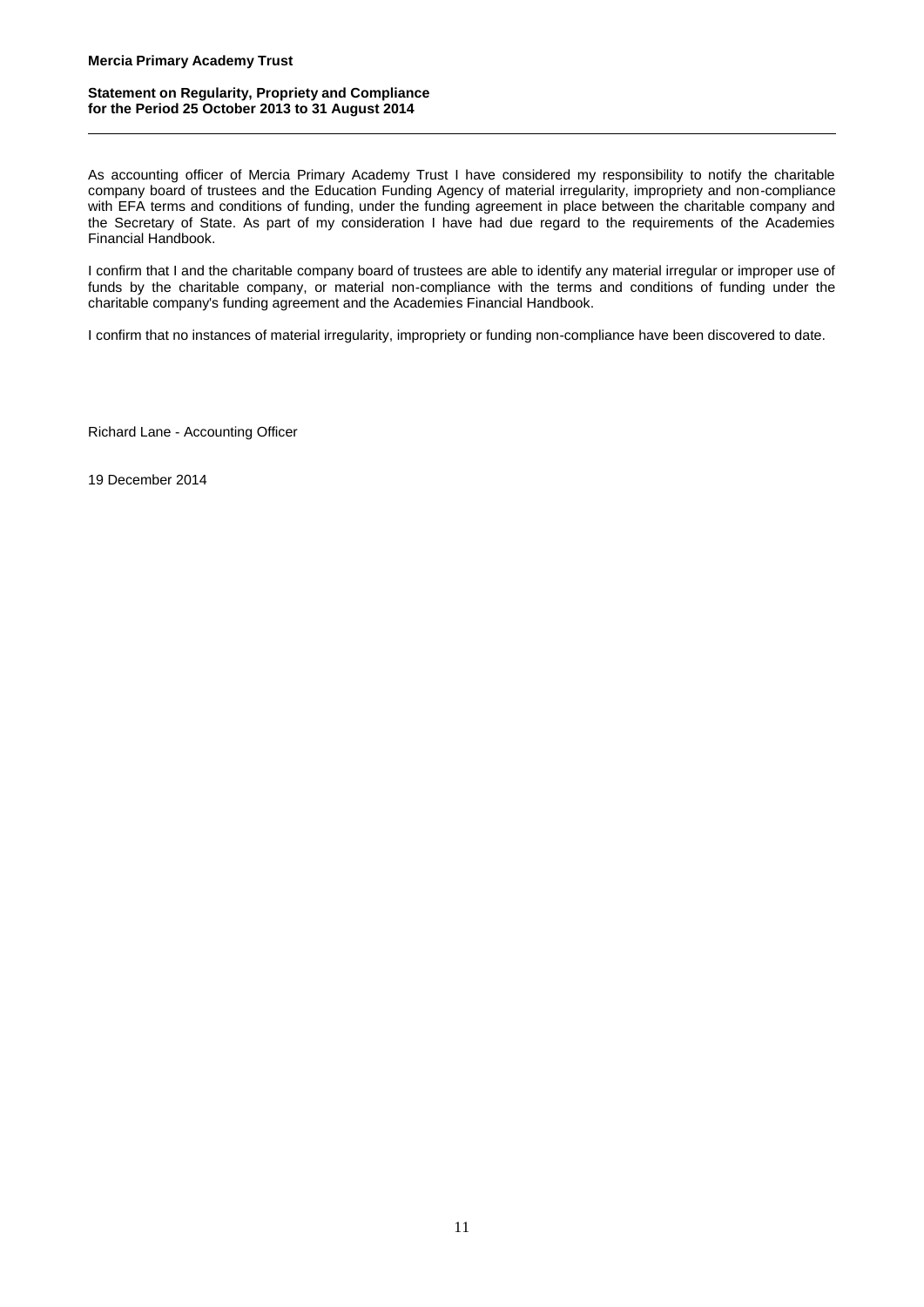**Mercia Primary Academy Trust**

## Statement on Regularity, Propriety and Compliance for the Period 25 October 2013 to 31 August 2014

As accounting officer of Mercia Primary Academy Trust I have considered my responsibility to notify the charitable company board of trustees and the Education Funding Agency of material irregularity, impropriety and non-compliance with EFA terms and conditions of funding, under the funding agreement in place between the charitable company and the Secretary of State. As part of my consideration I have had due regard to the requirements of the Academies Financial Handbook.

I confirm that I and the charitable company board of trustees are able to identify any material irregular or improper use of funds by the charitable company, or material non-compliance with the terms and conditions of funding under the charitable company's funding agreement and the Academies Financial Handbook.

I confirm that no instances of material irregularity, impropriety or funding non-compliance have been discovered to date.

Richard Lane - Accounting Officer

19 December 2014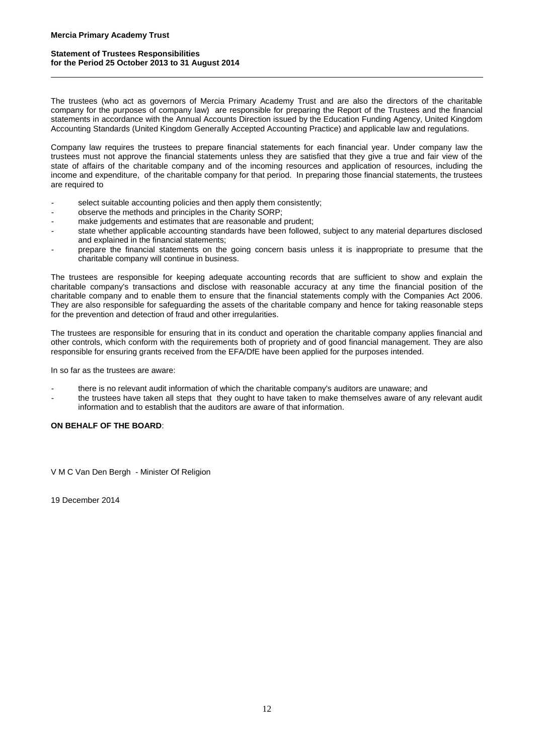**Mercia Primary Academy Trust**

## Statement of Trustees Responsibilities
## for the Period 25 October 2013 to 31 August 2014

The trustees (who act as governors of Mercia Primary Academy Trust and are also the directors of the charitable company for the purposes of company law) are responsible for preparing the Report of the Trustees and the financial statements in accordance with the Annual Accounts Direction issued by the Education Funding Agency, United Kingdom Accounting Standards (United Kingdom Generally Accepted Accounting Practice) and applicable law and regulations.

Company law requires the trustees to prepare financial statements for each financial year. Under company law the trustees must not approve the financial statements unless they are satisfied that they give a true and fair view of the state of affairs of the charitable company and of the incoming resources and application of resources, including the income and expenditure, of the charitable company for that period. In preparing those financial statements, the trustees are required to

- select suitable accounting policies and then apply them consistently;
- observe the methods and principles in the Charity SORP;
- make judgements and estimates that are reasonable and prudent;
- state whether applicable accounting standards have been followed, subject to any material departures disclosed and explained in the financial statements;
- prepare the financial statements on the going concern basis unless it is inappropriate to presume that the charitable company will continue in business.

The trustees are responsible for keeping adequate accounting records that are sufficient to show and explain the charitable company's transactions and disclose with reasonable accuracy at any time the financial position of the charitable company and to enable them to ensure that the financial statements comply with the Companies Act 2006. They are also responsible for safeguarding the assets of the charitable company and hence for taking reasonable steps for the prevention and detection of fraud and other irregularities.

The trustees are responsible for ensuring that in its conduct and operation the charitable company applies financial and other controls, which conform with the requirements both of propriety and of good financial management. They are also responsible for ensuring grants received from the EFA/DfE have been applied for the purposes intended.

In so far as the trustees are aware:

- there is no relevant audit information of which the charitable company's auditors are unaware; and
- the trustees have taken all steps that they ought to have taken to make themselves aware of any relevant audit information and to establish that the auditors are aware of that information.

**ON BEHALF OF THE BOARD**:

V M C Van Den Bergh - Minister Of Religion

19 December 2014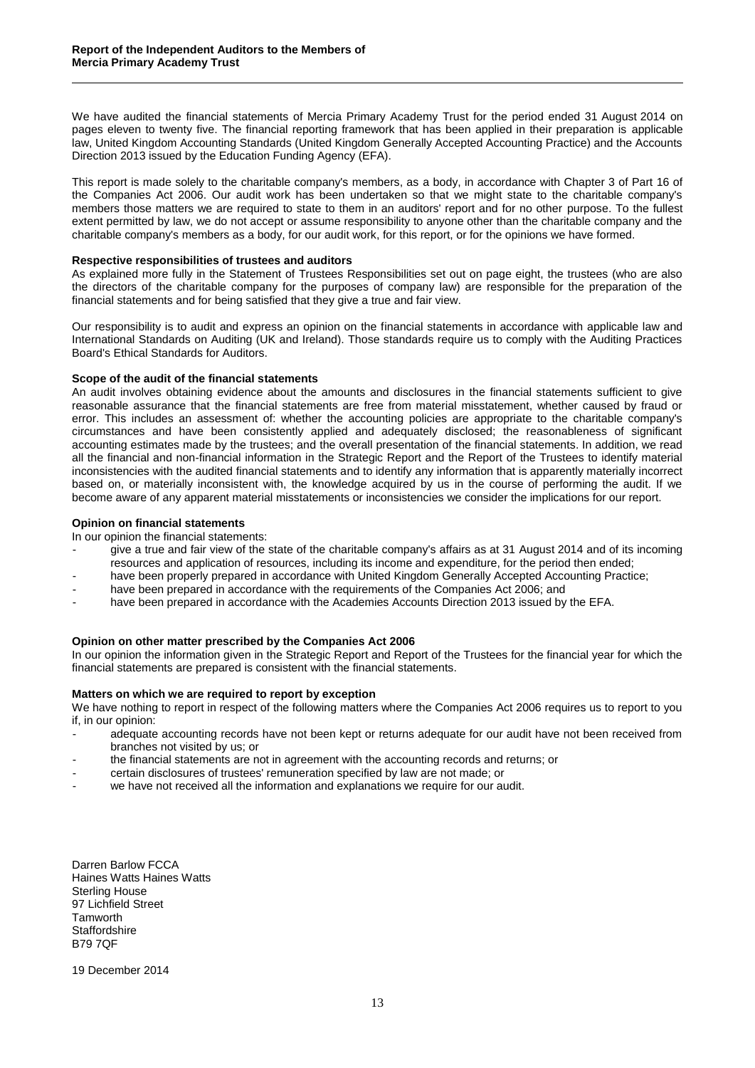## Report of the Independent Auditors to the Members of Mercia Primary Academy Trust

We have audited the financial statements of Mercia Primary Academy Trust for the period ended 31 August 2014 on pages eleven to twenty five. The financial reporting framework that has been applied in their preparation is applicable law, United Kingdom Accounting Standards (United Kingdom Generally Accepted Accounting Practice) and the Accounts Direction 2013 issued by the Education Funding Agency (EFA).

This report is made solely to the charitable company's members, as a body, in accordance with Chapter 3 of Part 16 of the Companies Act 2006. Our audit work has been undertaken so that we might state to the charitable company's members those matters we are required to state to them in an auditors' report and for no other purpose. To the fullest extent permitted by law, we do not accept or assume responsibility to anyone other than the charitable company and the charitable company's members as a body, for our audit work, for this report, or for the opinions we have formed.

**Respective responsibilities of trustees and auditors**

As explained more fully in the Statement of Trustees Responsibilities set out on page eight, the trustees (who are also the directors of the charitable company for the purposes of company law) are responsible for the preparation of the financial statements and for being satisfied that they give a true and fair view.

Our responsibility is to audit and express an opinion on the financial statements in accordance with applicable law and International Standards on Auditing (UK and Ireland). Those standards require us to comply with the Auditing Practices Board's Ethical Standards for Auditors.

**Scope of the audit of the financial statements**

An audit involves obtaining evidence about the amounts and disclosures in the financial statements sufficient to give reasonable assurance that the financial statements are free from material misstatement, whether caused by fraud or error. This includes an assessment of: whether the accounting policies are appropriate to the charitable company's circumstances and have been consistently applied and adequately disclosed; the reasonableness of significant accounting estimates made by the trustees; and the overall presentation of the financial statements. In addition, we read all the financial and non-financial information in the Strategic Report and the Report of the Trustees to identify material inconsistencies with the audited financial statements and to identify any information that is apparently materially incorrect based on, or materially inconsistent with, the knowledge acquired by us in the course of performing the audit. If we become aware of any apparent material misstatements or inconsistencies we consider the implications for our report.

**Opinion on financial statements**

In our opinion the financial statements:

- give a true and fair view of the state of the charitable company's affairs as at 31 August 2014 and of its incoming resources and application of resources, including its income and expenditure, for the period then ended;
- have been properly prepared in accordance with United Kingdom Generally Accepted Accounting Practice;
- have been prepared in accordance with the requirements of the Companies Act 2006; and
- have been prepared in accordance with the Academies Accounts Direction 2013 issued by the EFA.

**Opinion on other matter prescribed by the Companies Act 2006**

In our opinion the information given in the Strategic Report and Report of the Trustees for the financial year for which the financial statements are prepared is consistent with the financial statements.

**Matters on which we are required to report by exception**

We have nothing to report in respect of the following matters where the Companies Act 2006 requires us to report to you if, in our opinion:

- adequate accounting records have not been kept or returns adequate for our audit have not been received from branches not visited by us; or
- the financial statements are not in agreement with the accounting records and returns; or
- certain disclosures of trustees' remuneration specified by law are not made; or
- we have not received all the information and explanations we require for our audit.

Darren Barlow FCCA
Haines Watts Haines Watts
Sterling House
97 Lichfield Street
Tamworth
Staffordshire
B79 7QF

19 December 2014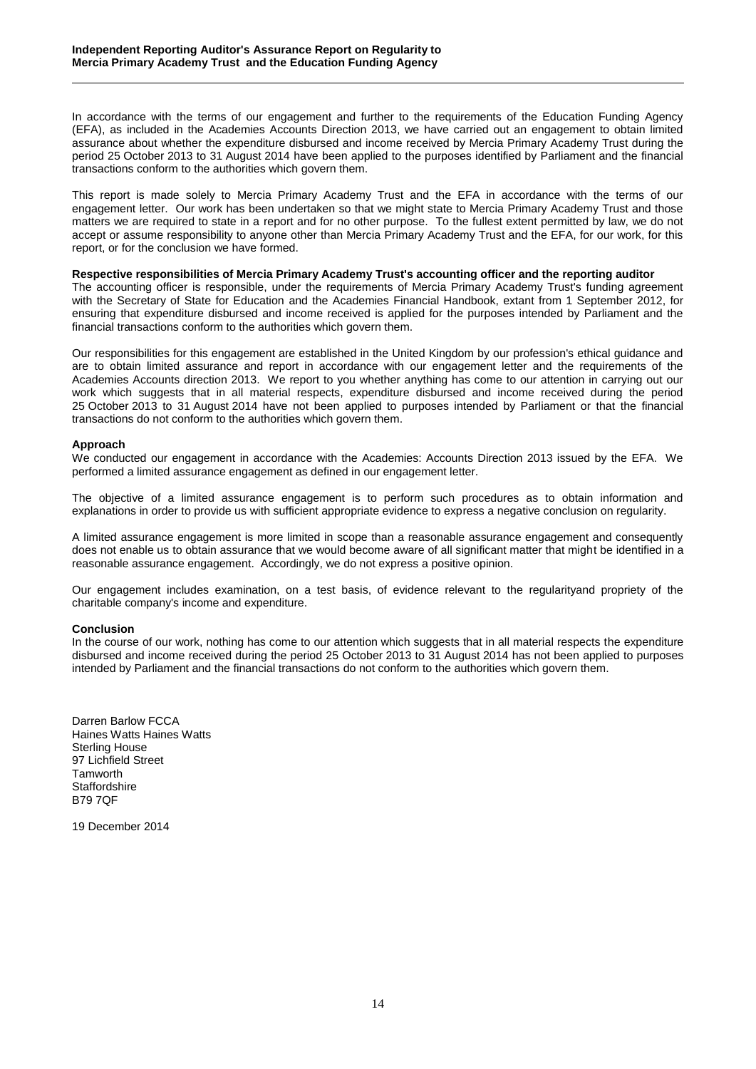## Independent Reporting Auditor's Assurance Report on Regularity to Mercia Primary Academy Trust and the Education Funding Agency

In accordance with the terms of our engagement and further to the requirements of the Education Funding Agency (EFA), as included in the Academies Accounts Direction 2013, we have carried out an engagement to obtain limited assurance about whether the expenditure disbursed and income received by Mercia Primary Academy Trust during the period 25 October 2013 to 31 August 2014 have been applied to the purposes identified by Parliament and the financial transactions conform to the authorities which govern them.

This report is made solely to Mercia Primary Academy Trust and the EFA in accordance with the terms of our engagement letter. Our work has been undertaken so that we might state to Mercia Primary Academy Trust and those matters we are required to state in a report and for no other purpose. To the fullest extent permitted by law, we do not accept or assume responsibility to anyone other than Mercia Primary Academy Trust and the EFA, for our work, for this report, or for the conclusion we have formed.

**Respective responsibilities of Mercia Primary Academy Trust's accounting officer and the reporting auditor**

The accounting officer is responsible, under the requirements of Mercia Primary Academy Trust's funding agreement with the Secretary of State for Education and the Academies Financial Handbook, extant from 1 September 2012, for ensuring that expenditure disbursed and income received is applied for the purposes intended by Parliament and the financial transactions conform to the authorities which govern them.

Our responsibilities for this engagement are established in the United Kingdom by our profession's ethical guidance and are to obtain limited assurance and report in accordance with our engagement letter and the requirements of the Academies Accounts direction 2013. We report to you whether anything has come to our attention in carrying out our work which suggests that in all material respects, expenditure disbursed and income received during the period 25 October 2013 to 31 August 2014 have not been applied to purposes intended by Parliament or that the financial transactions do not conform to the authorities which govern them.

**Approach**

We conducted our engagement in accordance with the Academies: Accounts Direction 2013 issued by the EFA. We performed a limited assurance engagement as defined in our engagement letter.

The objective of a limited assurance engagement is to perform such procedures as to obtain information and explanations in order to provide us with sufficient appropriate evidence to express a negative conclusion on regularity.

A limited assurance engagement is more limited in scope than a reasonable assurance engagement and consequently does not enable us to obtain assurance that we would become aware of all significant matter that might be identified in a reasonable assurance engagement. Accordingly, we do not express a positive opinion.

Our engagement includes examination, on a test basis, of evidence relevant to the regularityand propriety of the charitable company's income and expenditure.

**Conclusion**

In the course of our work, nothing has come to our attention which suggests that in all material respects the expenditure disbursed and income received during the period 25 October 2013 to 31 August 2014 has not been applied to purposes intended by Parliament and the financial transactions do not conform to the authorities which govern them.

Darren Barlow FCCA
Haines Watts Haines Watts
Sterling House
97 Lichfield Street
Tamworth
Staffordshire
B79 7QF

19 December 2014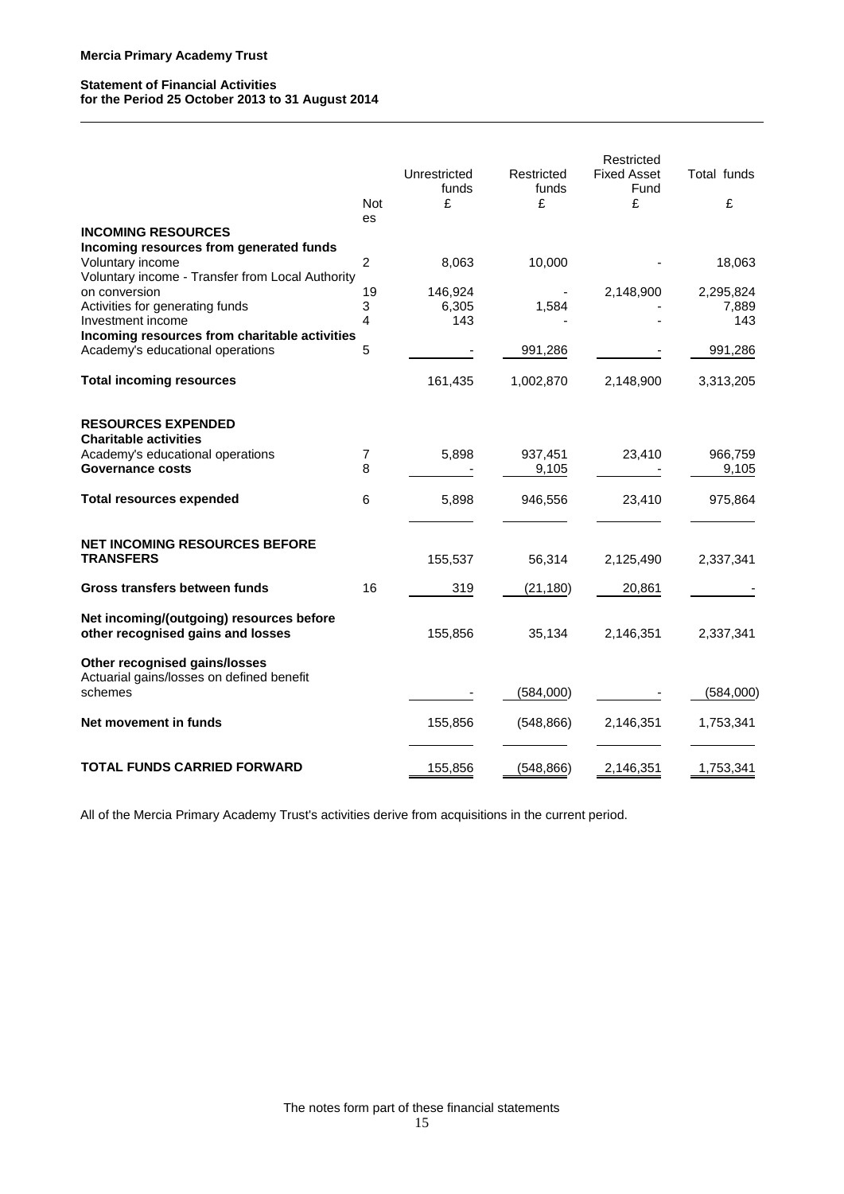**Mercia Primary Academy Trust**

**Statement of Financial Activities**
**for the Period 25 October 2013 to 31 August 2014**

| | Notes | Unrestricted funds £ | Restricted funds £ | Restricted Fixed Asset Fund £ | Total funds £ |
|---|---|---|---|---|---|
| **INCOMING RESOURCES** | | | | | |
| **Incoming resources from generated funds** | | | | | |
| Voluntary income | 2 | 8,063 | 10,000 | - | 18,063 |
| Voluntary income - Transfer from Local Authority on conversion | 19 | 146,924 | - | 2,148,900 | 2,295,824 |
| Activities for generating funds | 3 | 6,305 | 1,584 | - | 7,889 |
| Investment income | 4 | 143 | - | - | 143 |
| **Incoming resources from charitable activities** | | | | | |
| Academy's educational operations | 5 | - | 991,286 | - | 991,286 |
| **Total incoming resources** | | 161,435 | 1,002,870 | 2,148,900 | 3,313,205 |
| **RESOURCES EXPENDED** | | | | | |
| **Charitable activities** | | | | | |
| Academy's educational operations | 7 | 5,898 | 937,451 | 23,410 | 966,759 |
| **Governance costs** | 8 | - | 9,105 | - | 9,105 |
| **Total resources expended** | 6 | 5,898 | 946,556 | 23,410 | 975,864 |
| **NET INCOMING RESOURCES BEFORE TRANSFERS** | | 155,537 | 56,314 | 2,125,490 | 2,337,341 |
| **Gross transfers between funds** | 16 | 319 | (21,180) | 20,861 | - |
| **Net incoming/(outgoing) resources before other recognised gains and losses** | | 155,856 | 35,134 | 2,146,351 | 2,337,341 |
| **Other recognised gains/losses** | | | | | |
| Actuarial gains/losses on defined benefit schemes | | - | (584,000) | - | (584,000) |
| **Net movement in funds** | | 155,856 | (548,866) | 2,146,351 | 1,753,341 |
| **TOTAL FUNDS CARRIED FORWARD** | | 155,856 | (548,866) | 2,146,351 | 1,753,341 |

All of the Mercia Primary Academy Trust's activities derive from acquisitions in the current period.

The notes form part of these financial statements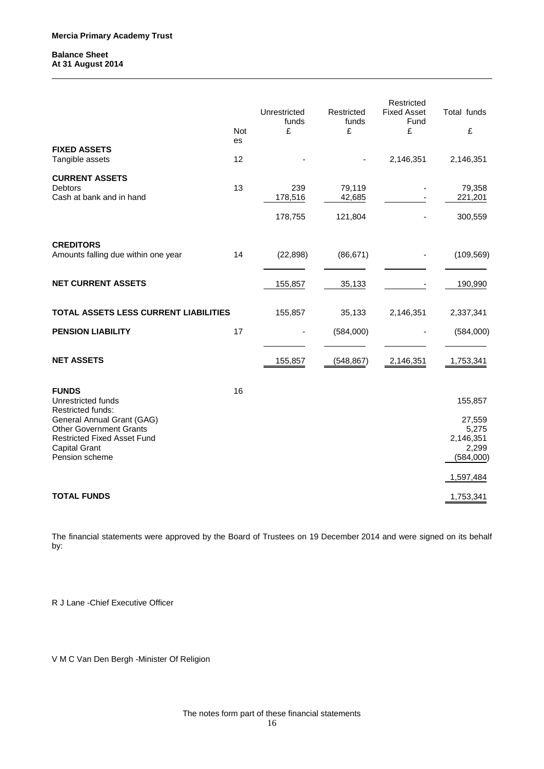**Mercia Primary Academy Trust**

**Balance Sheet**
**At 31 August 2014**

| | Notes | Unrestricted funds £ | Restricted funds £ | Restricted Fixed Asset Fund £ | Total funds £ |
|---|---|---|---|---|---|
| **FIXED ASSETS** | | | | | |
| Tangible assets | 12 | - | - | 2,146,351 | 2,146,351 |
| **CURRENT ASSETS** | | | | | |
| Debtors | 13 | 239 | 79,119 | - | 79,358 |
| Cash at bank and in hand | | 178,516 | 42,685 | - | 221,201 |
| | | 178,755 | 121,804 | - | 300,559 |
| **CREDITORS** | | | | | |
| Amounts falling due within one year | 14 | (22,898) | (86,671) | - | (109,569) |
| **NET CURRENT ASSETS** | | 155,857 | 35,133 | - | 190,990 |
| **TOTAL ASSETS LESS CURRENT LIABILITIES** | | 155,857 | 35,133 | 2,146,351 | 2,337,341 |
| **PENSION LIABILITY** | 17 | - | (584,000) | - | (584,000) |
| **NET ASSETS** | | 155,857 | (548,867) | 2,146,351 | 1,753,341 |
| **FUNDS** | 16 | | | | |
| Unrestricted funds | | | | | 155,857 |
| Restricted funds: | | | | | |
| General Annual Grant (GAG) | | | | | 27,559 |
| Other Government Grants | | | | | 5,275 |
| Restricted Fixed Asset Fund | | | | | 2,146,351 |
| Capital Grant | | | | | 2,299 |
| Pension scheme | | | | | (584,000) |
| | | | | | 1,597,484 |
| **TOTAL FUNDS** | | | | | 1,753,341 |

The financial statements were approved by the Board of Trustees on 19 December 2014 and were signed on its behalf by:

R J Lane -Chief Executive Officer

V M C Van Den Bergh -Minister Of Religion

The notes form part of these financial statements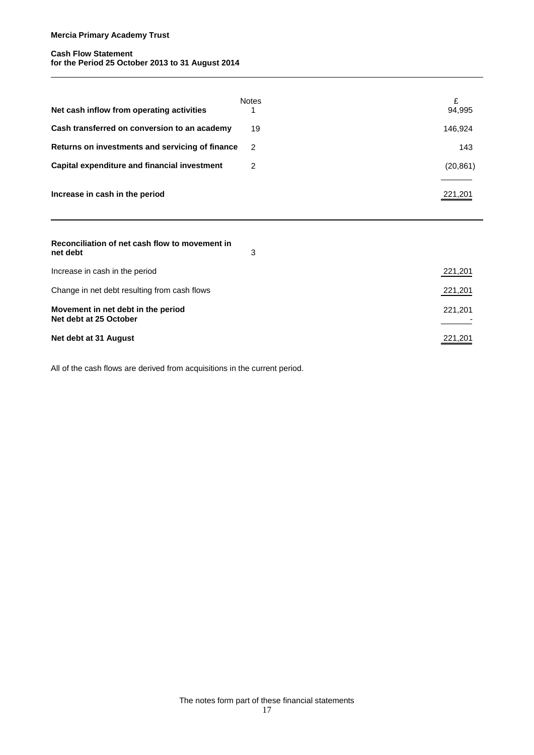**Mercia Primary Academy Trust**

**Cash Flow Statement**
**for the Period 25 October 2013 to 31 August 2014**

| | Notes | £ |
|---|---|---|
| **Net cash inflow from operating activities** | 1 | 94,995 |
| **Cash transferred on conversion to an academy** | 19 | 146,924 |
| **Returns on investments and servicing of finance** | 2 | 143 |
| **Capital expenditure and financial investment** | 2 | (20,861) |
| **Increase in cash in the period** | | 221,201 |

| | | |
|---|---|---|
| **Reconciliation of net cash flow to movement in net debt** | 3 | |
| Increase in cash in the period | | 221,201 |
| Change in net debt resulting from cash flows | | 221,201 |
| **Movement in net debt in the period** | | 221,201 |
| **Net debt at 25 October** | | - |
| **Net debt at 31 August** | | 221,201 |

All of the cash flows are derived from acquisitions in the current period.

The notes form part of these financial statements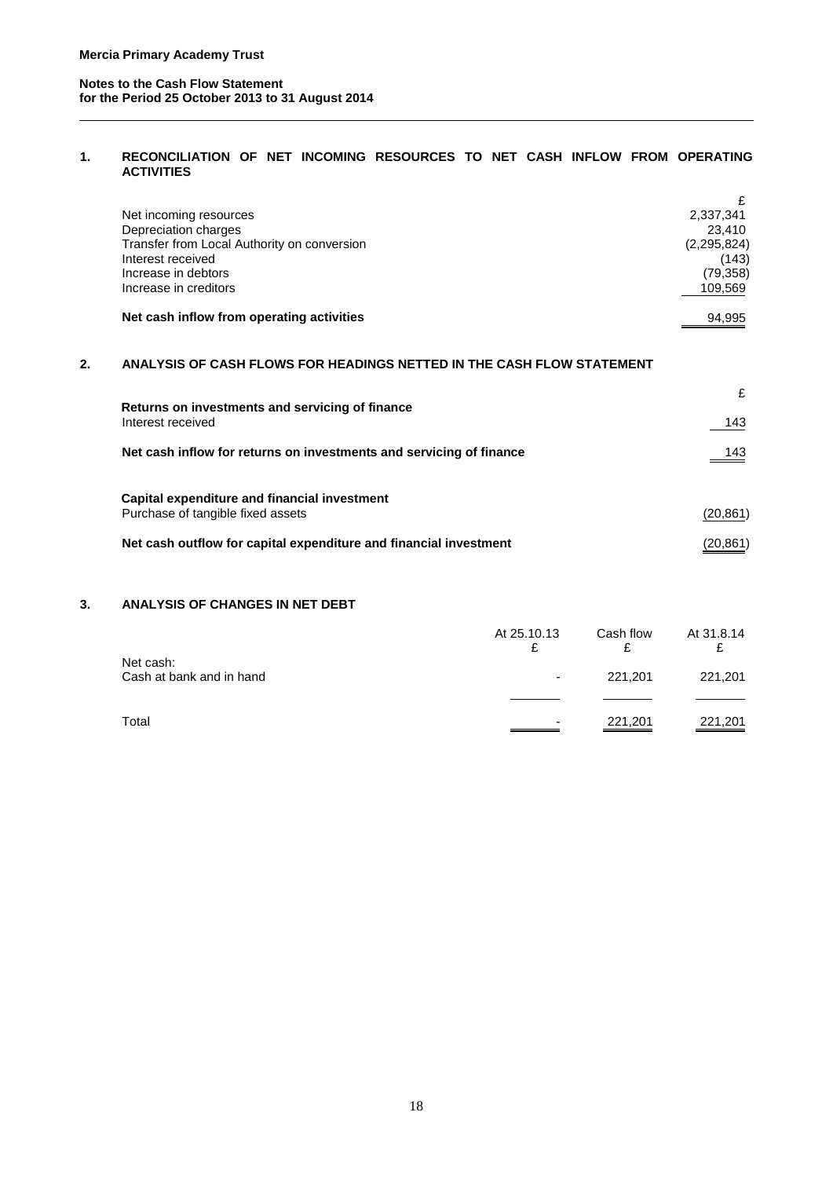**Mercia Primary Academy Trust**

**Notes to the Cash Flow Statement**
**for the Period 25 October 2013 to 31 August 2014**

## 1. RECONCILIATION OF NET INCOMING RESOURCES TO NET CASH INFLOW FROM OPERATING ACTIVITIES

| | £ |
|---|---|
| Net incoming resources | 2,337,341 |
| Depreciation charges | 23,410 |
| Transfer from Local Authority on conversion | (2,295,824) |
| Interest received | (143) |
| Increase in debtors | (79,358) |
| Increase in creditors | 109,569 |
| **Net cash inflow from operating activities** | 94,995 |

## 2. ANALYSIS OF CASH FLOWS FOR HEADINGS NETTED IN THE CASH FLOW STATEMENT

| | £ |
|---|---|
| **Returns on investments and servicing of finance** | |
| Interest received | 143 |
| **Net cash inflow for returns on investments and servicing of finance** | 143 |
| | |
| **Capital expenditure and financial investment** | |
| Purchase of tangible fixed assets | (20,861) |
| **Net cash outflow for capital expenditure and financial investment** | (20,861) |

## 3. ANALYSIS OF CHANGES IN NET DEBT

| | At 25.10.13 £ | Cash flow £ | At 31.8.14 £ |
|---|---|---|---|
| Net cash: | | | |
| Cash at bank and in hand | - | 221,201 | 221,201 |
| Total | - | 221,201 | 221,201 |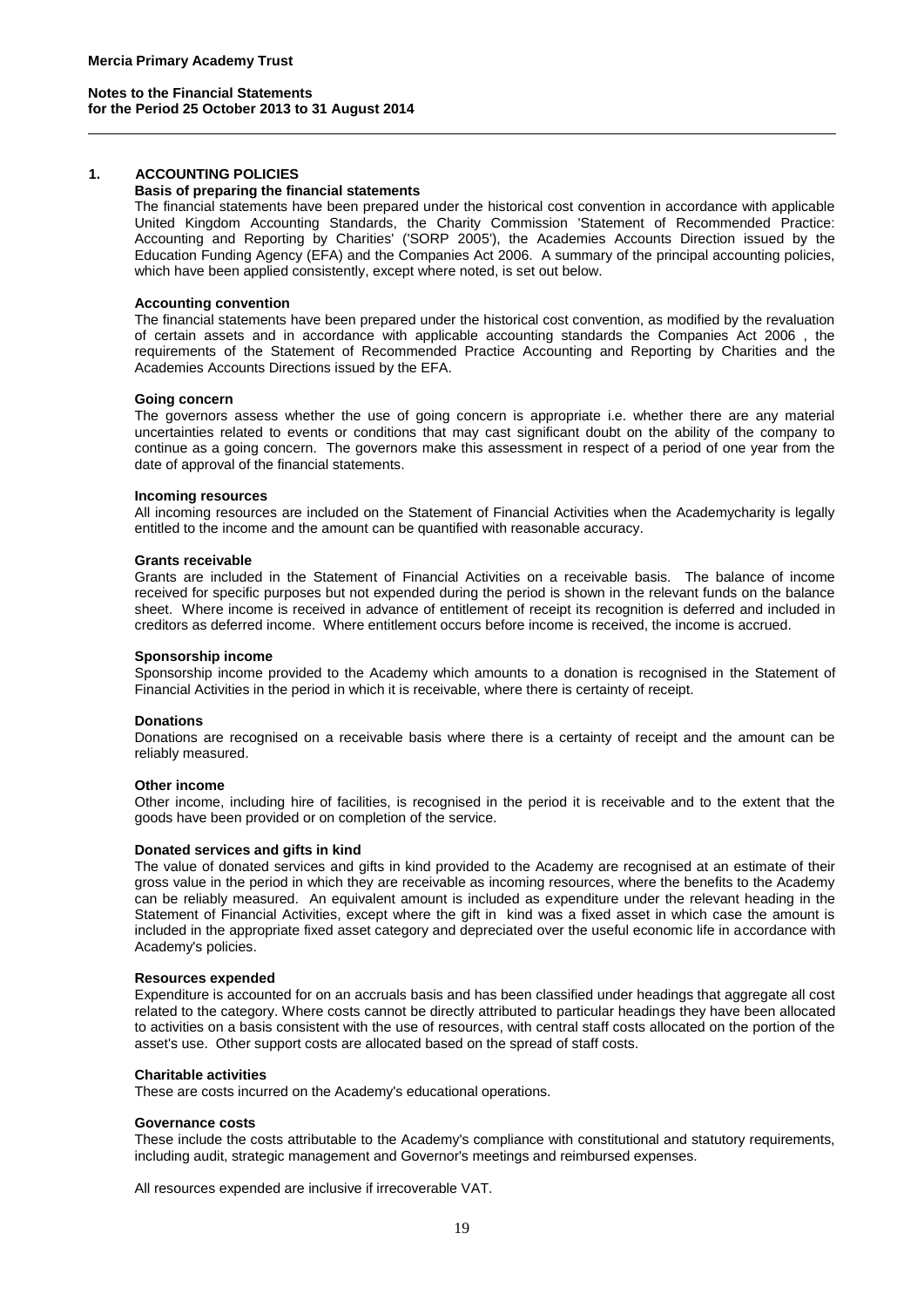**Mercia Primary Academy Trust**

**Notes to the Financial Statements**
**for the Period 25 October 2013 to 31 August 2014**

## 1. ACCOUNTING POLICIES

### Basis of preparing the financial statements

The financial statements have been prepared under the historical cost convention in accordance with applicable United Kingdom Accounting Standards, the Charity Commission 'Statement of Recommended Practice: Accounting and Reporting by Charities' ('SORP 2005'), the Academies Accounts Direction issued by the Education Funding Agency (EFA) and the Companies Act 2006. A summary of the principal accounting policies, which have been applied consistently, except where noted, is set out below.

### Accounting convention

The financial statements have been prepared under the historical cost convention, as modified by the revaluation of certain assets and in accordance with applicable accounting standards the Companies Act 2006 , the requirements of the Statement of Recommended Practice Accounting and Reporting by Charities and the Academies Accounts Directions issued by the EFA.

### Going concern

The governors assess whether the use of going concern is appropriate i.e. whether there are any material uncertainties related to events or conditions that may cast significant doubt on the ability of the company to continue as a going concern. The governors make this assessment in respect of a period of one year from the date of approval of the financial statements.

### Incoming resources

All incoming resources are included on the Statement of Financial Activities when the Academycharity is legally entitled to the income and the amount can be quantified with reasonable accuracy.

### Grants receivable

Grants are included in the Statement of Financial Activities on a receivable basis. The balance of income received for specific purposes but not expended during the period is shown in the relevant funds on the balance sheet. Where income is received in advance of entitlement of receipt its recognition is deferred and included in creditors as deferred income. Where entitlement occurs before income is received, the income is accrued.

### Sponsorship income

Sponsorship income provided to the Academy which amounts to a donation is recognised in the Statement of Financial Activities in the period in which it is receivable, where there is certainty of receipt.

### Donations

Donations are recognised on a receivable basis where there is a certainty of receipt and the amount can be reliably measured.

### Other income

Other income, including hire of facilities, is recognised in the period it is receivable and to the extent that the goods have been provided or on completion of the service.

### Donated services and gifts in kind

The value of donated services and gifts in kind provided to the Academy are recognised at an estimate of their gross value in the period in which they are receivable as incoming resources, where the benefits to the Academy can be reliably measured. An equivalent amount is included as expenditure under the relevant heading in the Statement of Financial Activities, except where the gift in kind was a fixed asset in which case the amount is included in the appropriate fixed asset category and depreciated over the useful economic life in accordance with Academy's policies.

### Resources expended

Expenditure is accounted for on an accruals basis and has been classified under headings that aggregate all cost related to the category. Where costs cannot be directly attributed to particular headings they have been allocated to activities on a basis consistent with the use of resources, with central staff costs allocated on the portion of the asset's use. Other support costs are allocated based on the spread of staff costs.

### Charitable activities

These are costs incurred on the Academy's educational operations.

### Governance costs

These include the costs attributable to the Academy's compliance with constitutional and statutory requirements, including audit, strategic management and Governor's meetings and reimbursed expenses.

All resources expended are inclusive if irrecoverable VAT.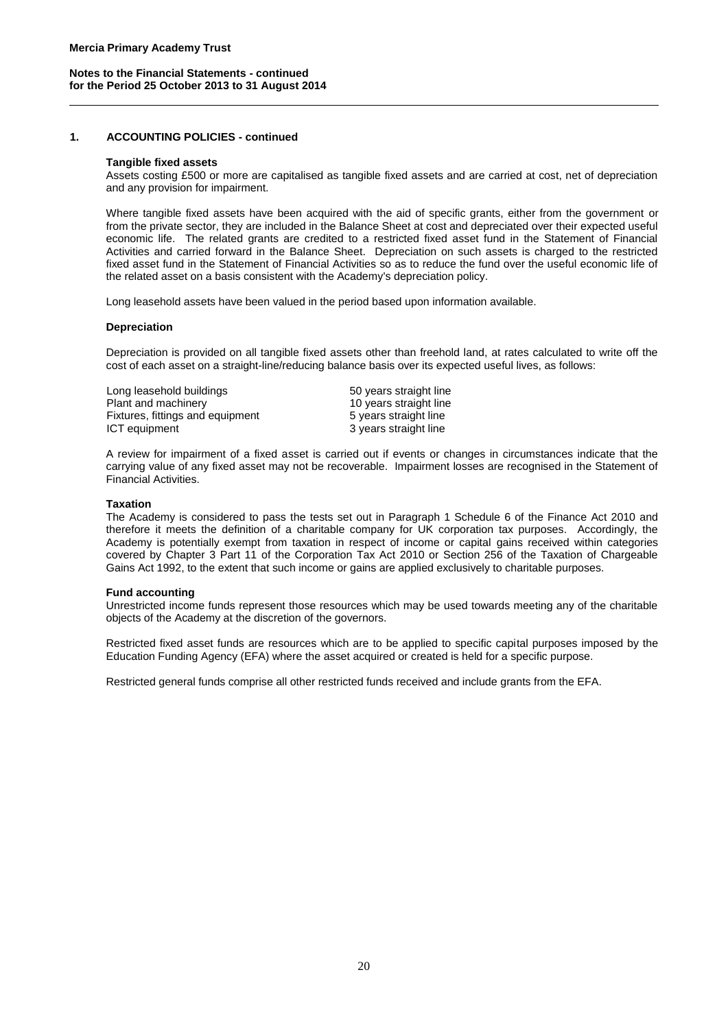## 1. ACCOUNTING POLICIES - continued

### Tangible fixed assets

Assets costing £500 or more are capitalised as tangible fixed assets and are carried at cost, net of depreciation and any provision for impairment.

Where tangible fixed assets have been acquired with the aid of specific grants, either from the government or from the private sector, they are included in the Balance Sheet at cost and depreciated over their expected useful economic life. The related grants are credited to a restricted fixed asset fund in the Statement of Financial Activities and carried forward in the Balance Sheet. Depreciation on such assets is charged to the restricted fixed asset fund in the Statement of Financial Activities so as to reduce the fund over the useful economic life of the related asset on a basis consistent with the Academy's depreciation policy.

Long leasehold assets have been valued in the period based upon information available.

### Depreciation

Depreciation is provided on all tangible fixed assets other than freehold land, at rates calculated to write off the cost of each asset on a straight-line/reducing balance basis over its expected useful lives, as follows:

| | |
|---|---|
| Long leasehold buildings | 50 years straight line |
| Plant and machinery | 10 years straight line |
| Fixtures, fittings and equipment | 5 years straight line |
| ICT equipment | 3 years straight line |

A review for impairment of a fixed asset is carried out if events or changes in circumstances indicate that the carrying value of any fixed asset may not be recoverable. Impairment losses are recognised in the Statement of Financial Activities.

### Taxation

The Academy is considered to pass the tests set out in Paragraph 1 Schedule 6 of the Finance Act 2010 and therefore it meets the definition of a charitable company for UK corporation tax purposes. Accordingly, the Academy is potentially exempt from taxation in respect of income or capital gains received within categories covered by Chapter 3 Part 11 of the Corporation Tax Act 2010 or Section 256 of the Taxation of Chargeable Gains Act 1992, to the extent that such income or gains are applied exclusively to charitable purposes.

### Fund accounting

Unrestricted income funds represent those resources which may be used towards meeting any of the charitable objects of the Academy at the discretion of the governors.

Restricted fixed asset funds are resources which are to be applied to specific capital purposes imposed by the Education Funding Agency (EFA) where the asset acquired or created is held for a specific purpose.

Restricted general funds comprise all other restricted funds received and include grants from the EFA.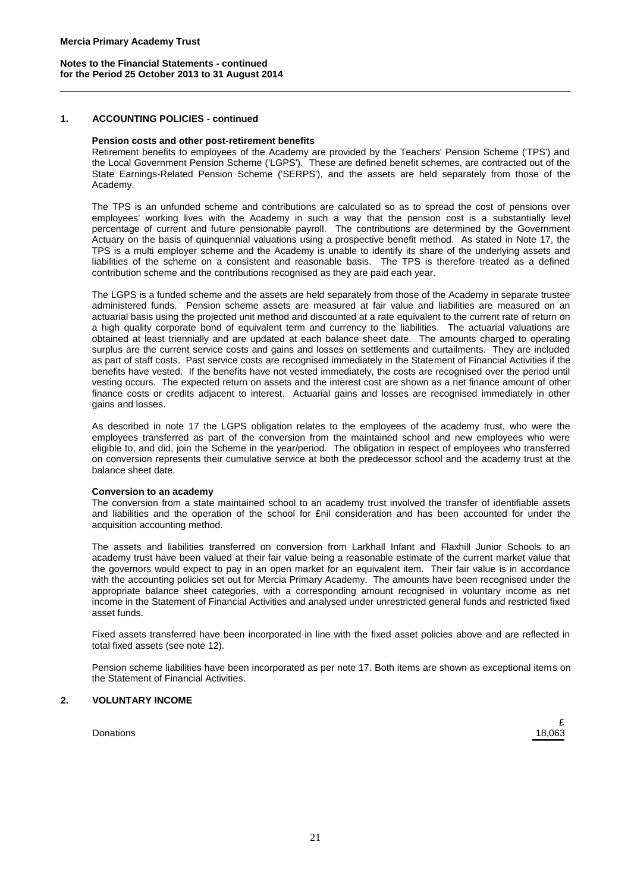## 1. ACCOUNTING POLICIES - continued

**Pension costs and other post-retirement benefits**

Retirement benefits to employees of the Academy are provided by the Teachers' Pension Scheme ('TPS') and the Local Government Pension Scheme ('LGPS'). These are defined benefit schemes, are contracted out of the State Earnings-Related Pension Scheme ('SERPS'), and the assets are held separately from those of the Academy.

The TPS is an unfunded scheme and contributions are calculated so as to spread the cost of pensions over employees' working lives with the Academy in such a way that the pension cost is a substantially level percentage of current and future pensionable payroll. The contributions are determined by the Government Actuary on the basis of quinquennial valuations using a prospective benefit method. As stated in Note 17, the TPS is a multi employer scheme and the Academy is unable to identify its share of the underlying assets and liabilities of the scheme on a consistent and reasonable basis. The TPS is therefore treated as a defined contribution scheme and the contributions recognised as they are paid each year.

The LGPS is a funded scheme and the assets are held separately from those of the Academy in separate trustee administered funds. Pension scheme assets are measured at fair value and liabilities are measured on an actuarial basis using the projected unit method and discounted at a rate equivalent to the current rate of return on a high quality corporate bond of equivalent term and currency to the liabilities. The actuarial valuations are obtained at least triennially and are updated at each balance sheet date. The amounts charged to operating surplus are the current service costs and gains and losses on settlements and curtailments. They are included as part of staff costs. Past service costs are recognised immediately in the Statement of Financial Activities if the benefits have vested. If the benefits have not vested immediately, the costs are recognised over the period until vesting occurs. The expected return on assets and the interest cost are shown as a net finance amount of other finance costs or credits adjacent to interest. Actuarial gains and losses are recognised immediately in other gains and losses.

As described in note 17 the LGPS obligation relates to the employees of the academy trust, who were the employees transferred as part of the conversion from the maintained school and new employees who were eligible to, and did, join the Scheme in the year/period. The obligation in respect of employees who transferred on conversion represents their cumulative service at both the predecessor school and the academy trust at the balance sheet date.

**Conversion to an academy**

The conversion from a state maintained school to an academy trust involved the transfer of identifiable assets and liabilities and the operation of the school for £nil consideration and has been accounted for under the acquisition accounting method.

The assets and liabilities transferred on conversion from Larkhall Infant and Flaxhill Junior Schools to an academy trust have been valued at their fair value being a reasonable estimate of the current market value that the governors would expect to pay in an open market for an equivalent item. Their fair value is in accordance with the accounting policies set out for Mercia Primary Academy. The amounts have been recognised under the appropriate balance sheet categories, with a corresponding amount recognised in voluntary income as net income in the Statement of Financial Activities and analysed under unrestricted general funds and restricted fixed asset funds.

Fixed assets transferred have been incorporated in line with the fixed asset policies above and are reflected in total fixed assets (see note 12).

Pension scheme liabilities have been incorporated as per note 17. Both items are shown as exceptional items on the Statement of Financial Activities.

## 2. VOLUNTARY INCOME

| | £ |
|---|---|
| Donations | 18,063 |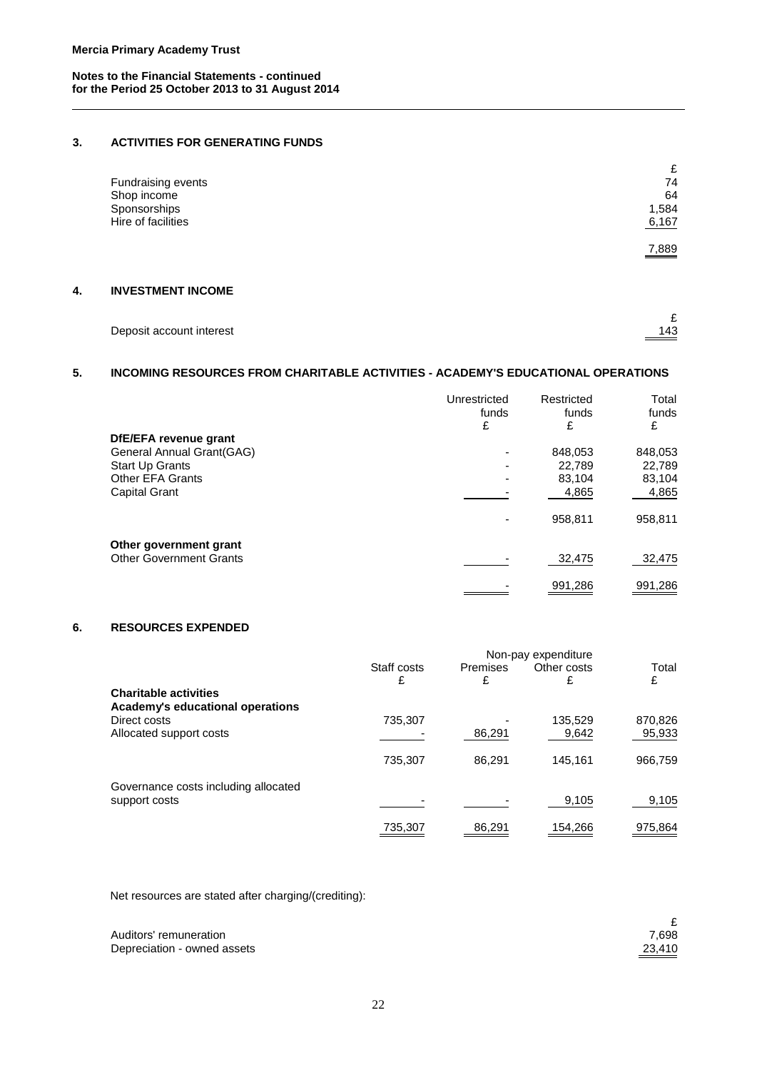## 3. ACTIVITIES FOR GENERATING FUNDS

| | £ |
|---|---|
| Fundraising events | 74 |
| Shop income | 64 |
| Sponsorships | 1,584 |
| Hire of facilities | 6,167 |
| | 7,889 |

## 4. INVESTMENT INCOME

| | £ |
|---|---|
| Deposit account interest | 143 |

## 5. INCOMING RESOURCES FROM CHARITABLE ACTIVITIES - ACADEMY'S EDUCATIONAL OPERATIONS

| | Unrestricted funds £ | Restricted funds £ | Total funds £ |
|---|---|---|---|
| **DfE/EFA revenue grant** | | | |
| General Annual Grant(GAG) | - | 848,053 | 848,053 |
| Start Up Grants | - | 22,789 | 22,789 |
| Other EFA Grants | - | 83,104 | 83,104 |
| Capital Grant | - | 4,865 | 4,865 |
| | - | 958,811 | 958,811 |
| **Other government grant** | | | |
| Other Government Grants | - | 32,475 | 32,475 |
| | - | 991,286 | 991,286 |

## 6. RESOURCES EXPENDED

| | Staff costs £ | Non-pay expenditure Premises £ | Other costs £ | Total £ |
|---|---|---|---|---|
| **Charitable activities** | | | | |
| **Academy's educational operations** | | | | |
| Direct costs | 735,307 | - | 135,529 | 870,826 |
| Allocated support costs | - | 86,291 | 9,642 | 95,933 |
| | 735,307 | 86,291 | 145,161 | 966,759 |
| Governance costs including allocated support costs | - | - | 9,105 | 9,105 |
| | 735,307 | 86,291 | 154,266 | 975,864 |

Net resources are stated after charging/(crediting):

| | £ |
|---|---|
| Auditors' remuneration | 7,698 |
| Depreciation - owned assets | 23,410 |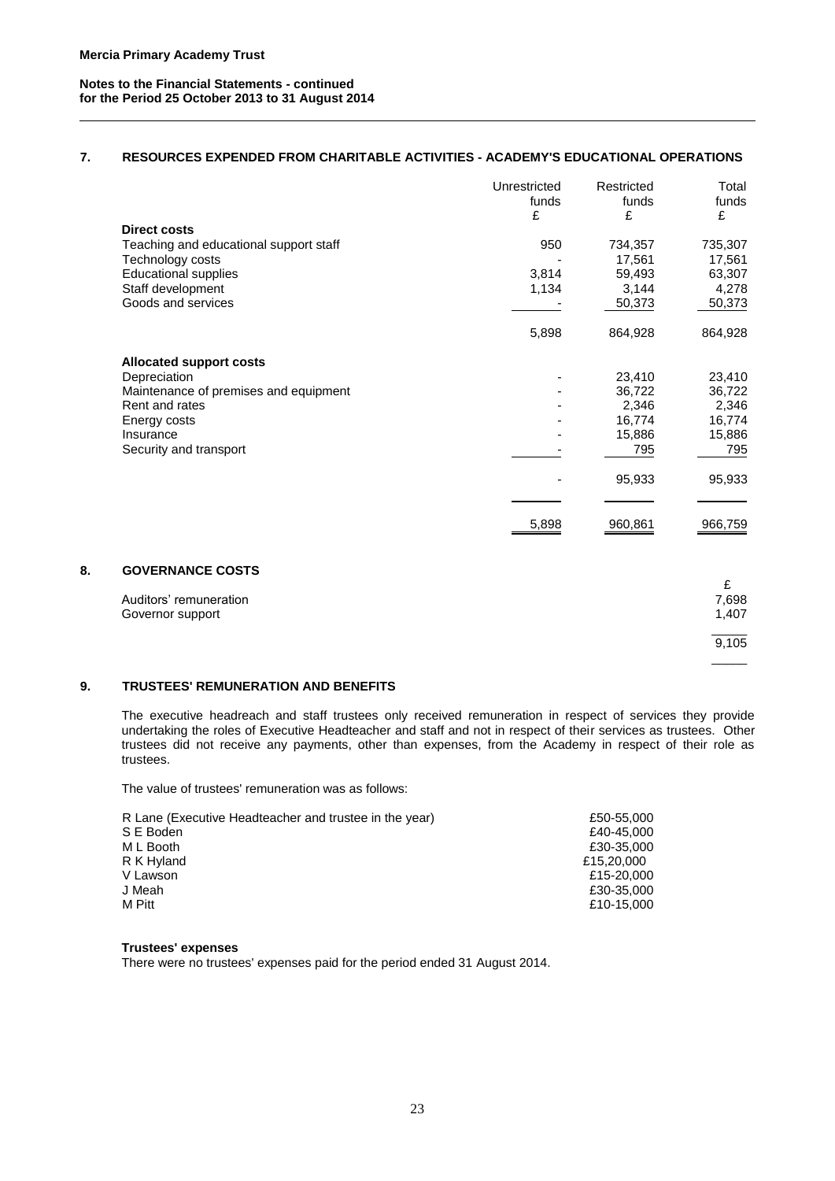## 7. RESOURCES EXPENDED FROM CHARITABLE ACTIVITIES - ACADEMY'S EDUCATIONAL OPERATIONS

| | Unrestricted funds £ | Restricted funds £ | Total funds £ |
|---|---|---|---|
| **Direct costs** | | | |
| Teaching and educational support staff | 950 | 734,357 | 735,307 |
| Technology costs | - | 17,561 | 17,561 |
| Educational supplies | 3,814 | 59,493 | 63,307 |
| Staff development | 1,134 | 3,144 | 4,278 |
| Goods and services | - | 50,373 | 50,373 |
| | 5,898 | 864,928 | 864,928 |
| **Allocated support costs** | | | |
| Depreciation | - | 23,410 | 23,410 |
| Maintenance of premises and equipment | - | 36,722 | 36,722 |
| Rent and rates | - | 2,346 | 2,346 |
| Energy costs | - | 16,774 | 16,774 |
| Insurance | - | 15,886 | 15,886 |
| Security and transport | - | 795 | 795 |
| | - | 95,933 | 95,933 |
| | 5,898 | 960,861 | 966,759 |

## 8. GOVERNANCE COSTS

| | £ |
|---|---|
| Auditors' remuneration | 7,698 |
| Governor support | 1,407 |
| | 9,105 |

## 9. TRUSTEES' REMUNERATION AND BENEFITS

The executive headreach and staff trustees only received remuneration in respect of services they provide undertaking the roles of Executive Headteacher and staff and not in respect of their services as trustees. Other trustees did not receive any payments, other than expenses, from the Academy in respect of their role as trustees.

The value of trustees' remuneration was as follows:

| | |
|---|---|
| R Lane (Executive Headteacher and trustee in the year) | £50-55,000 |
| S E Boden | £40-45,000 |
| M L Booth | £30-35,000 |
| R K Hyland | £15,20,000 |
| V Lawson | £15-20,000 |
| J Meah | £30-35,000 |
| M Pitt | £10-15,000 |

**Trustees' expenses**

There were no trustees' expenses paid for the period ended 31 August 2014.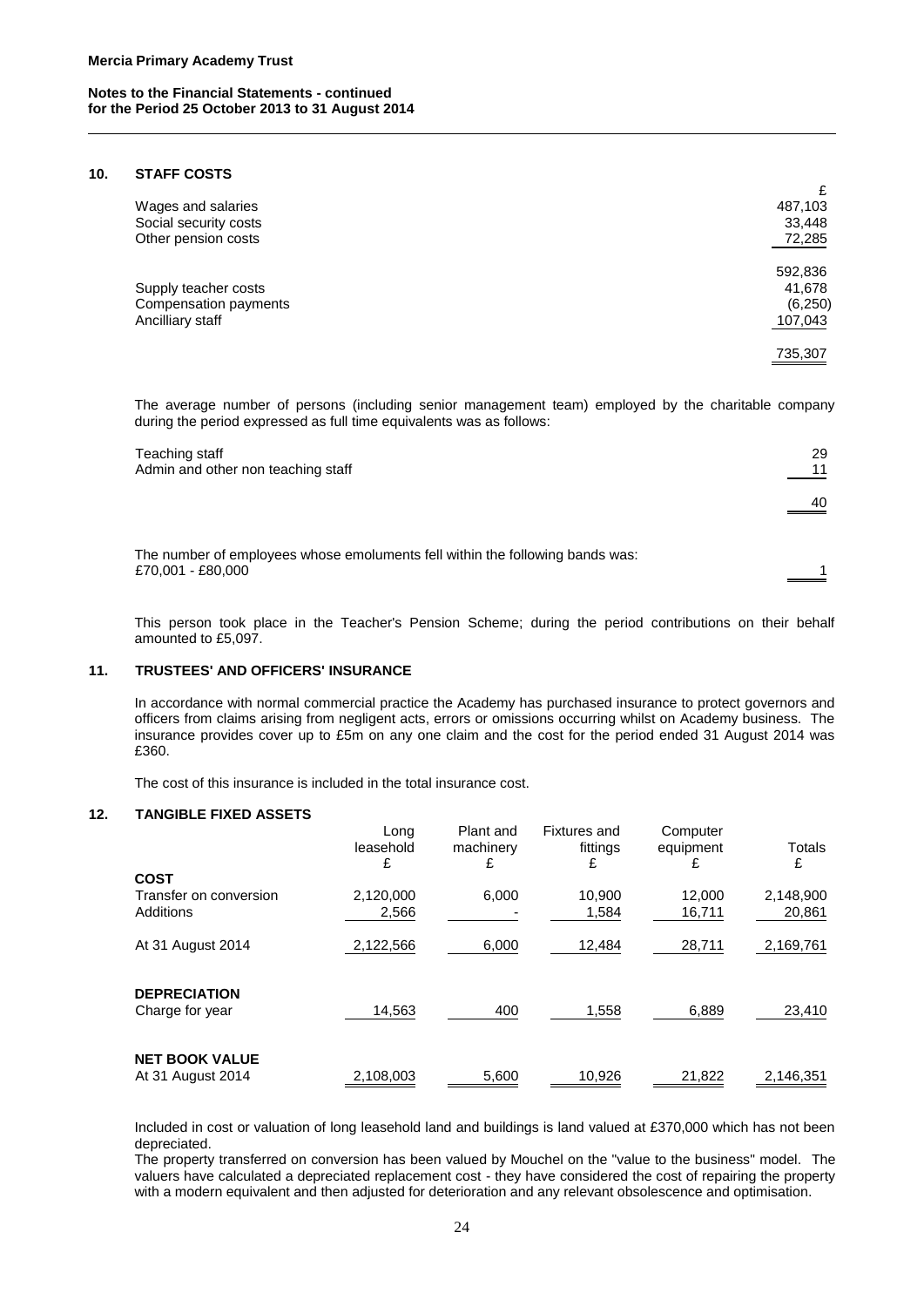**Mercia Primary Academy Trust**

**Notes to the Financial Statements - continued**
**for the Period 25 October 2013 to 31 August 2014**

## 10. STAFF COSTS

| | £ |
|---|---|
| Wages and salaries | 487,103 |
| Social security costs | 33,448 |
| Other pension costs | 72,285 |
| | 592,836 |
| Supply teacher costs | 41,678 |
| Compensation payments | (6,250) |
| Ancilliary staff | 107,043 |
| | 735,307 |

The average number of persons (including senior management team) employed by the charitable company during the period expressed as full time equivalents was as follows:

| | |
|---|---|
| Teaching staff | 29 |
| Admin and other non teaching staff | 11 |
| | 40 |

The number of employees whose emoluments fell within the following bands was:

| | |
|---|---|
| £70,001 - £80,000 | 1 |

This person took place in the Teacher's Pension Scheme; during the period contributions on their behalf amounted to £5,097.

## 11. TRUSTEES' AND OFFICERS' INSURANCE

In accordance with normal commercial practice the Academy has purchased insurance to protect governors and officers from claims arising from negligent acts, errors or omissions occurring whilst on Academy business. The insurance provides cover up to £5m on any one claim and the cost for the period ended 31 August 2014 was £360.

The cost of this insurance is included in the total insurance cost.

## 12. TANGIBLE FIXED ASSETS

| | Long leasehold £ | Plant and machinery £ | Fixtures and fittings £ | Computer equipment £ | Totals £ |
|---|---|---|---|---|---|
| **COST** | | | | | |
| Transfer on conversion | 2,120,000 | 6,000 | 10,900 | 12,000 | 2,148,900 |
| Additions | 2,566 | - | 1,584 | 16,711 | 20,861 |
| At 31 August 2014 | 2,122,566 | 6,000 | 12,484 | 28,711 | 2,169,761 |
| **DEPRECIATION** | | | | | |
| Charge for year | 14,563 | 400 | 1,558 | 6,889 | 23,410 |
| **NET BOOK VALUE** | | | | | |
| At 31 August 2014 | 2,108,003 | 5,600 | 10,926 | 21,822 | 2,146,351 |

Included in cost or valuation of long leasehold land and buildings is land valued at £370,000 which has not been depreciated.

The property transferred on conversion has been valued by Mouchel on the "value to the business" model. The valuers have calculated a depreciated replacement cost - they have considered the cost of repairing the property with a modern equivalent and then adjusted for deterioration and any relevant obsolescence and optimisation.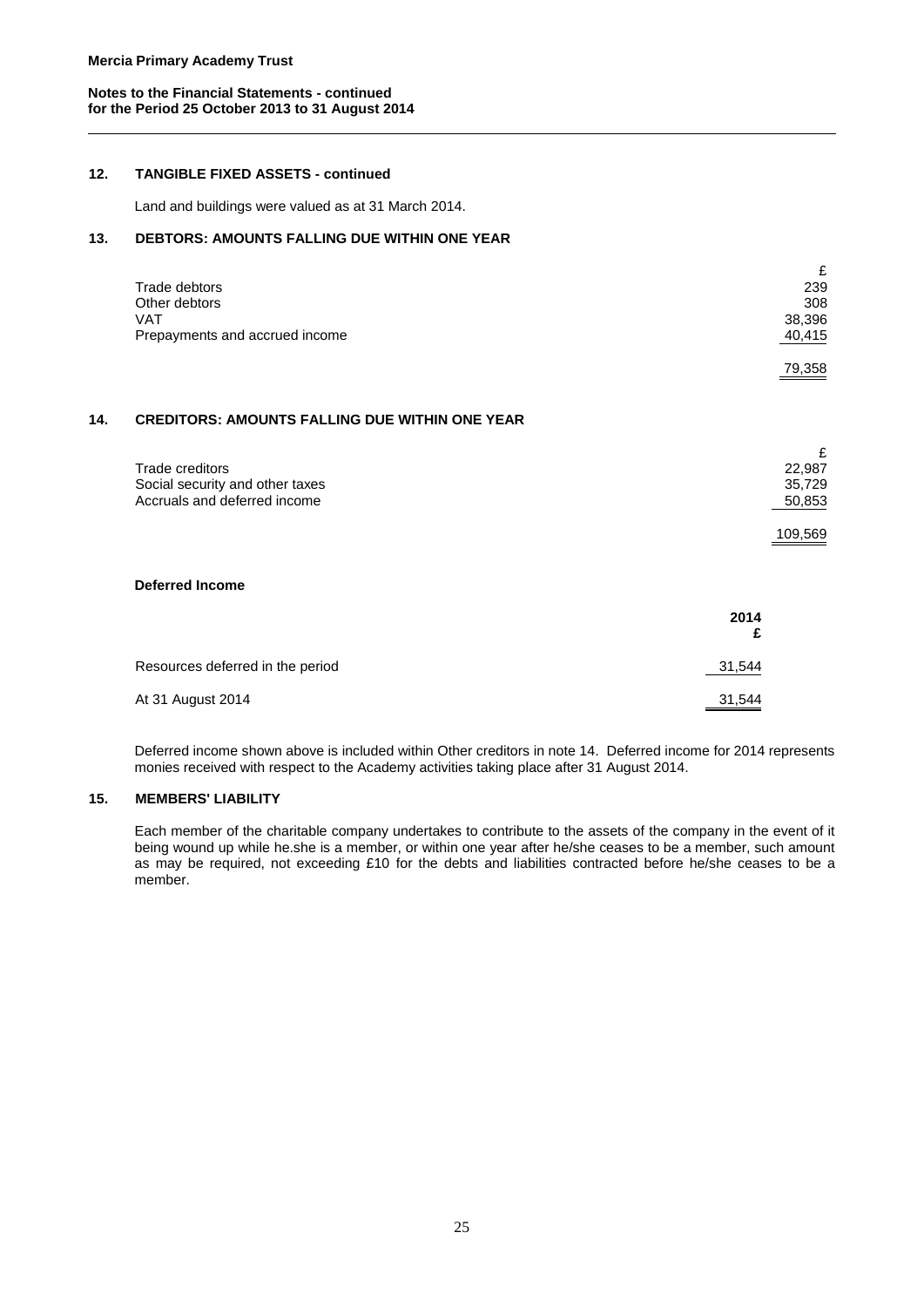## 12. TANGIBLE FIXED ASSETS - continued

Land and buildings were valued as at 31 March 2014.

## 13. DEBTORS: AMOUNTS FALLING DUE WITHIN ONE YEAR

| | £ |
|---|---|
| Trade debtors | 239 |
| Other debtors | 308 |
| VAT | 38,396 |
| Prepayments and accrued income | 40,415 |
| | 79,358 |

## 14. CREDITORS: AMOUNTS FALLING DUE WITHIN ONE YEAR

| | £ |
|---|---|
| Trade creditors | 22,987 |
| Social security and other taxes | 35,729 |
| Accruals and deferred income | 50,853 |
| | 109,569 |

**Deferred Income**

| | 2014 £ |
|---|---|
| Resources deferred in the period | 31,544 |
| At 31 August 2014 | 31,544 |

Deferred income shown above is included within Other creditors in note 14. Deferred income for 2014 represents monies received with respect to the Academy activities taking place after 31 August 2014.

## 15. MEMBERS' LIABILITY

Each member of the charitable company undertakes to contribute to the assets of the company in the event of it being wound up while he.she is a member, or within one year after he/she ceases to be a member, such amount as may be required, not exceeding £10 for the debts and liabilities contracted before he/she ceases to be a member.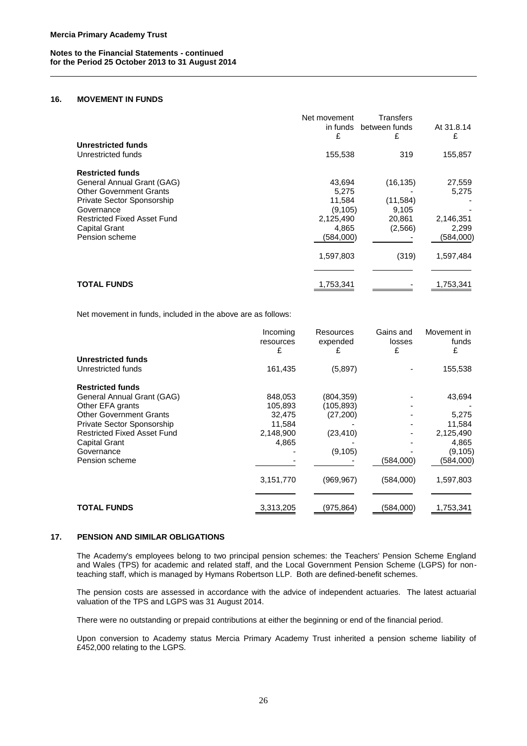## 16. MOVEMENT IN FUNDS

| | Net movement in funds £ | Transfers between funds £ | At 31.8.14 £ |
|---|---|---|---|
| **Unrestricted funds** | | | |
| Unrestricted funds | 155,538 | 319 | 155,857 |
| **Restricted funds** | | | |
| General Annual Grant (GAG) | 43,694 | (16,135) | 27,559 |
| Other Government Grants | 5,275 | - | 5,275 |
| Private Sector Sponsorship | 11,584 | (11,584) | - |
| Governance | (9,105) | 9,105 | - |
| Restricted Fixed Asset Fund | 2,125,490 | 20,861 | 2,146,351 |
| Capital Grant | 4,865 | (2,566) | 2,299 |
| Pension scheme | (584,000) | - | (584,000) |
| | 1,597,803 | (319) | 1,597,484 |
| **TOTAL FUNDS** | 1,753,341 | - | 1,753,341 |

Net movement in funds, included in the above are as follows:

| | Incoming resources £ | Resources expended £ | Gains and losses £ | Movement in funds £ |
|---|---|---|---|---|
| **Unrestricted funds** | | | | |
| Unrestricted funds | 161,435 | (5,897) | - | 155,538 |
| **Restricted funds** | | | | |
| General Annual Grant (GAG) | 848,053 | (804,359) | - | 43,694 |
| Other EFA grants | 105,893 | (105,893) | - | - |
| Other Government Grants | 32,475 | (27,200) | - | 5,275 |
| Private Sector Sponsorship | 11,584 | - | - | 11,584 |
| Restricted Fixed Asset Fund | 2,148,900 | (23,410) | - | 2,125,490 |
| Capital Grant | 4,865 | - | - | 4,865 |
| Governance | - | (9,105) | - | (9,105) |
| Pension scheme | - | - | (584,000) | (584,000) |
| | 3,151,770 | (969,967) | (584,000) | 1,597,803 |
| **TOTAL FUNDS** | 3,313,205 | (975,864) | (584,000) | 1,753,341 |

## 17. PENSION AND SIMILAR OBLIGATIONS

The Academy's employees belong to two principal pension schemes: the Teachers' Pension Scheme England and Wales (TPS) for academic and related staff, and the Local Government Pension Scheme (LGPS) for non-teaching staff, which is managed by Hymans Robertson LLP. Both are defined-benefit schemes.

The pension costs are assessed in accordance with the advice of independent actuaries. The latest actuarial valuation of the TPS and LGPS was 31 August 2014.

There were no outstanding or prepaid contributions at either the beginning or end of the financial period.

Upon conversion to Academy status Mercia Primary Academy Trust inherited a pension scheme liability of £452,000 relating to the LGPS.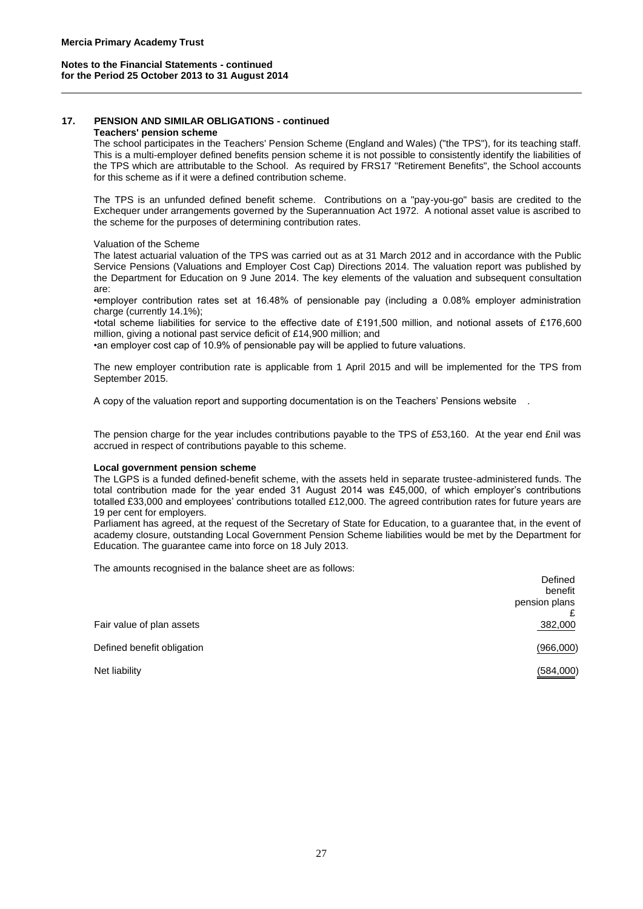## 17. PENSION AND SIMILAR OBLIGATIONS - continued

**Teachers' pension scheme**

The school participates in the Teachers' Pension Scheme (England and Wales) ("the TPS"), for its teaching staff. This is a multi-employer defined benefits pension scheme it is not possible to consistently identify the liabilities of the TPS which are attributable to the School. As required by FRS17 "Retirement Benefits", the School accounts for this scheme as if it were a defined contribution scheme.

The TPS is an unfunded defined benefit scheme. Contributions on a "pay-you-go" basis are credited to the Exchequer under arrangements governed by the Superannuation Act 1972. A notional asset value is ascribed to the scheme for the purposes of determining contribution rates.

Valuation of the Scheme

The latest actuarial valuation of the TPS was carried out as at 31 March 2012 and in accordance with the Public Service Pensions (Valuations and Employer Cost Cap) Directions 2014. The valuation report was published by the Department for Education on 9 June 2014. The key elements of the valuation and subsequent consultation are:

- employer contribution rates set at 16.48% of pensionable pay (including a 0.08% employer administration charge (currently 14.1%);
- total scheme liabilities for service to the effective date of £191,500 million, and notional assets of £176,600 million, giving a notional past service deficit of £14,900 million; and
- an employer cost cap of 10.9% of pensionable pay will be applied to future valuations.

The new employer contribution rate is applicable from 1 April 2015 and will be implemented for the TPS from September 2015.

A copy of the valuation report and supporting documentation is on the Teachers' Pensions website .

The pension charge for the year includes contributions payable to the TPS of £53,160. At the year end £nil was accrued in respect of contributions payable to this scheme.

**Local government pension scheme**

The LGPS is a funded defined-benefit scheme, with the assets held in separate trustee-administered funds. The total contribution made for the year ended 31 August 2014 was £45,000, of which employer's contributions totalled £33,000 and employees' contributions totalled £12,000. The agreed contribution rates for future years are 19 per cent for employers.

Parliament has agreed, at the request of the Secretary of State for Education, to a guarantee that, in the event of academy closure, outstanding Local Government Pension Scheme liabilities would be met by the Department for Education. The guarantee came into force on 18 July 2013.

The amounts recognised in the balance sheet are as follows:

| | Defined benefit pension plans £ |
|---|---|
| Fair value of plan assets | 382,000 |
| Defined benefit obligation | (966,000) |
| Net liability | (584,000) |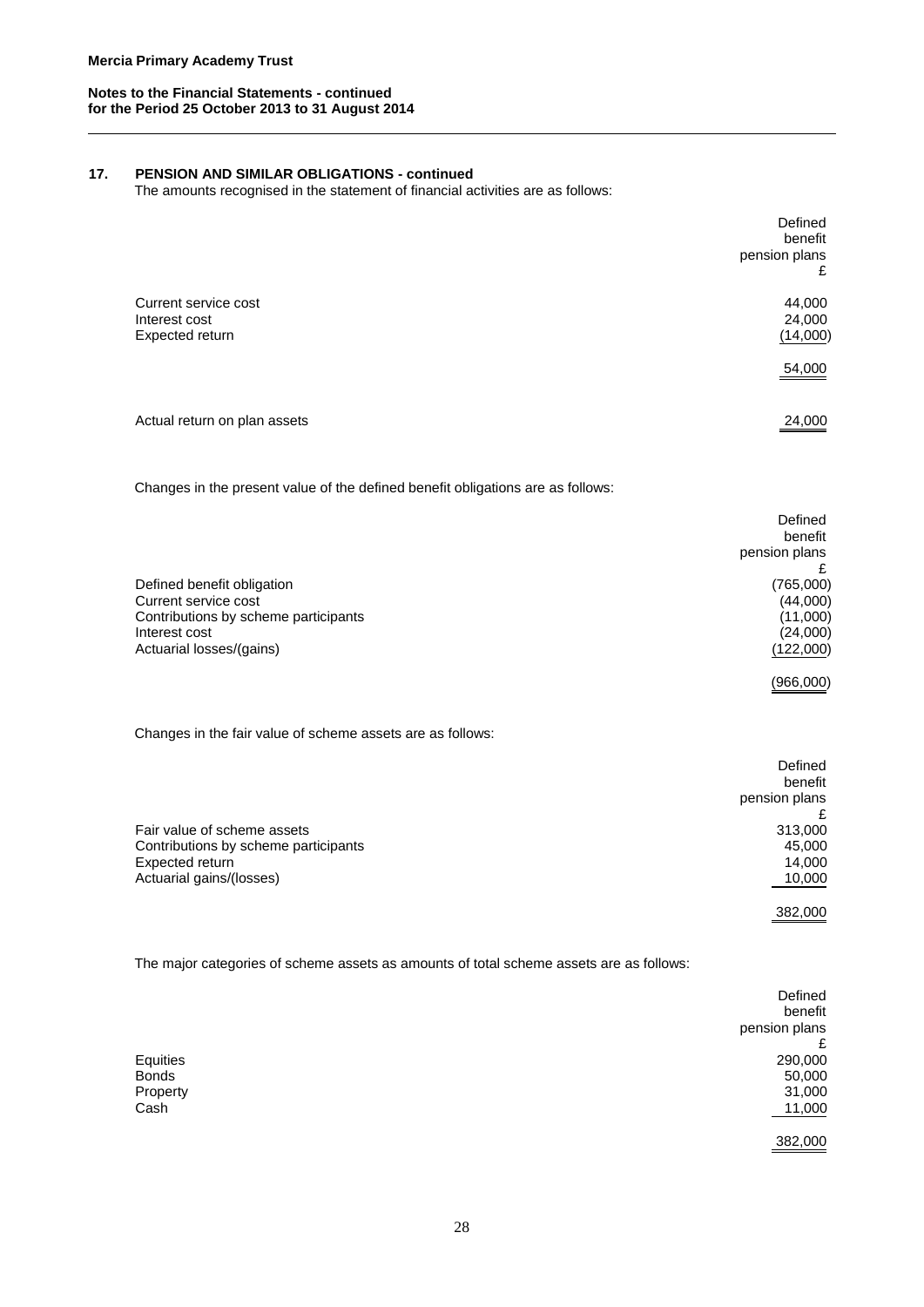## 17. PENSION AND SIMILAR OBLIGATIONS - continued

The amounts recognised in the statement of financial activities are as follows:

| | Defined benefit pension plans £ |
|---|---|
| Current service cost | 44,000 |
| Interest cost | 24,000 |
| Expected return | (14,000) |
| | 54,000 |
| Actual return on plan assets | 24,000 |

Changes in the present value of the defined benefit obligations are as follows:

| | Defined benefit pension plans £ |
|---|---|
| Defined benefit obligation | (765,000) |
| Current service cost | (44,000) |
| Contributions by scheme participants | (11,000) |
| Interest cost | (24,000) |
| Actuarial losses/(gains) | (122,000) |
| | (966,000) |

Changes in the fair value of scheme assets are as follows:

| | Defined benefit pension plans £ |
|---|---|
| Fair value of scheme assets | 313,000 |
| Contributions by scheme participants | 45,000 |
| Expected return | 14,000 |
| Actuarial gains/(losses) | 10,000 |
| | 382,000 |

The major categories of scheme assets as amounts of total scheme assets are as follows:

| | Defined benefit pension plans £ |
|---|---|
| Equities | 290,000 |
| Bonds | 50,000 |
| Property | 31,000 |
| Cash | 11,000 |
| | 382,000 |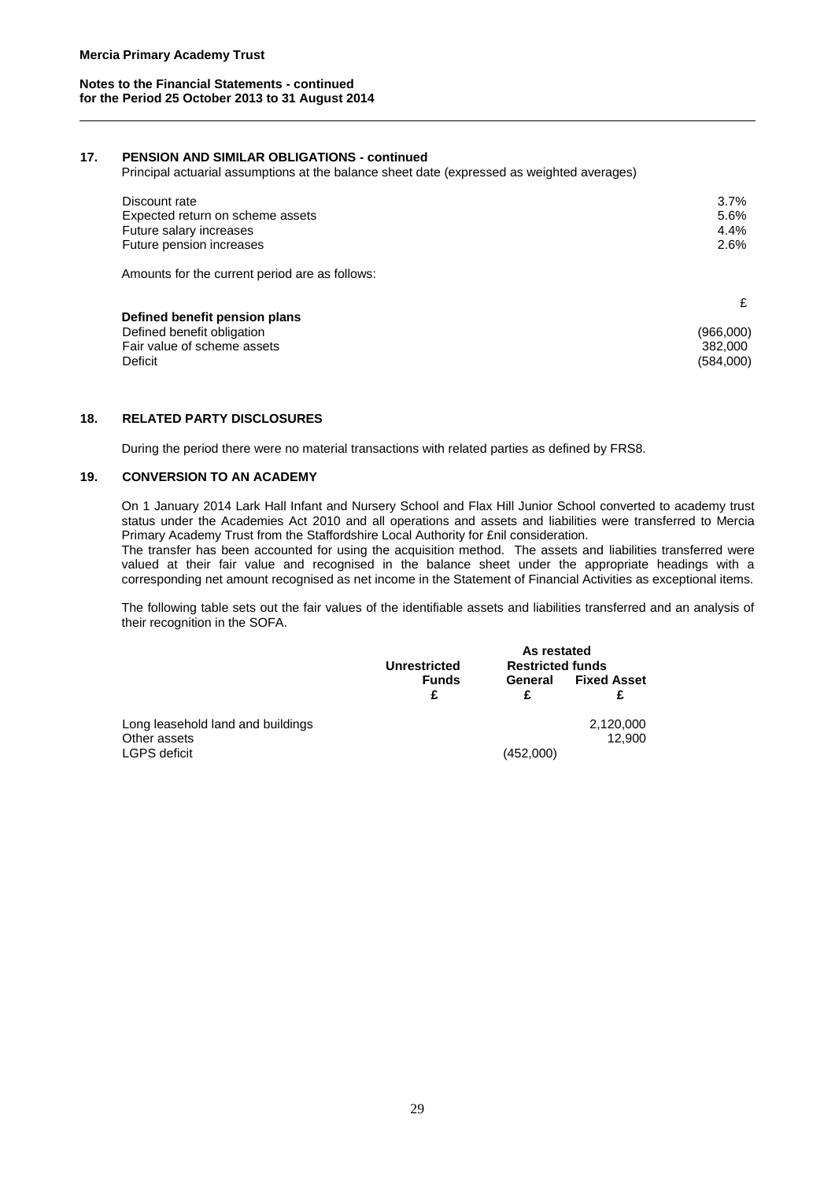## 17. PENSION AND SIMILAR OBLIGATIONS - continued

Principal actuarial assumptions at the balance sheet date (expressed as weighted averages)

| | |
|---|---|
| Discount rate | 3.7% |
| Expected return on scheme assets | 5.6% |
| Future salary increases | 4.4% |
| Future pension increases | 2.6% |

Amounts for the current period are as follows:

| | £ |
|---|---|
| **Defined benefit pension plans** | |
| Defined benefit obligation | (966,000) |
| Fair value of scheme assets | 382,000 |
| Deficit | (584,000) |

## 18. RELATED PARTY DISCLOSURES

During the period there were no material transactions with related parties as defined by FRS8.

## 19. CONVERSION TO AN ACADEMY

On 1 January 2014 Lark Hall Infant and Nursery School and Flax Hill Junior School converted to academy trust status under the Academies Act 2010 and all operations and assets and liabilities were transferred to Mercia Primary Academy Trust from the Staffordshire Local Authority for £nil consideration.
The transfer has been accounted for using the acquisition method. The assets and liabilities transferred were valued at their fair value and recognised in the balance sheet under the appropriate headings with a corresponding net amount recognised as net income in the Statement of Financial Activities as exceptional items.

The following table sets out the fair values of the identifiable assets and liabilities transferred and an analysis of their recognition in the SOFA.

| | | As restated | |
|---|---|---|---|
| | **Unrestricted** | **Restricted funds** | |
| | **Funds** | **General** | **Fixed Asset** |
| | **£** | **£** | **£** |
| Long leasehold land and buildings | | | 2,120,000 |
| Other assets | | | 12,900 |
| LGPS deficit | | (452,000) | |